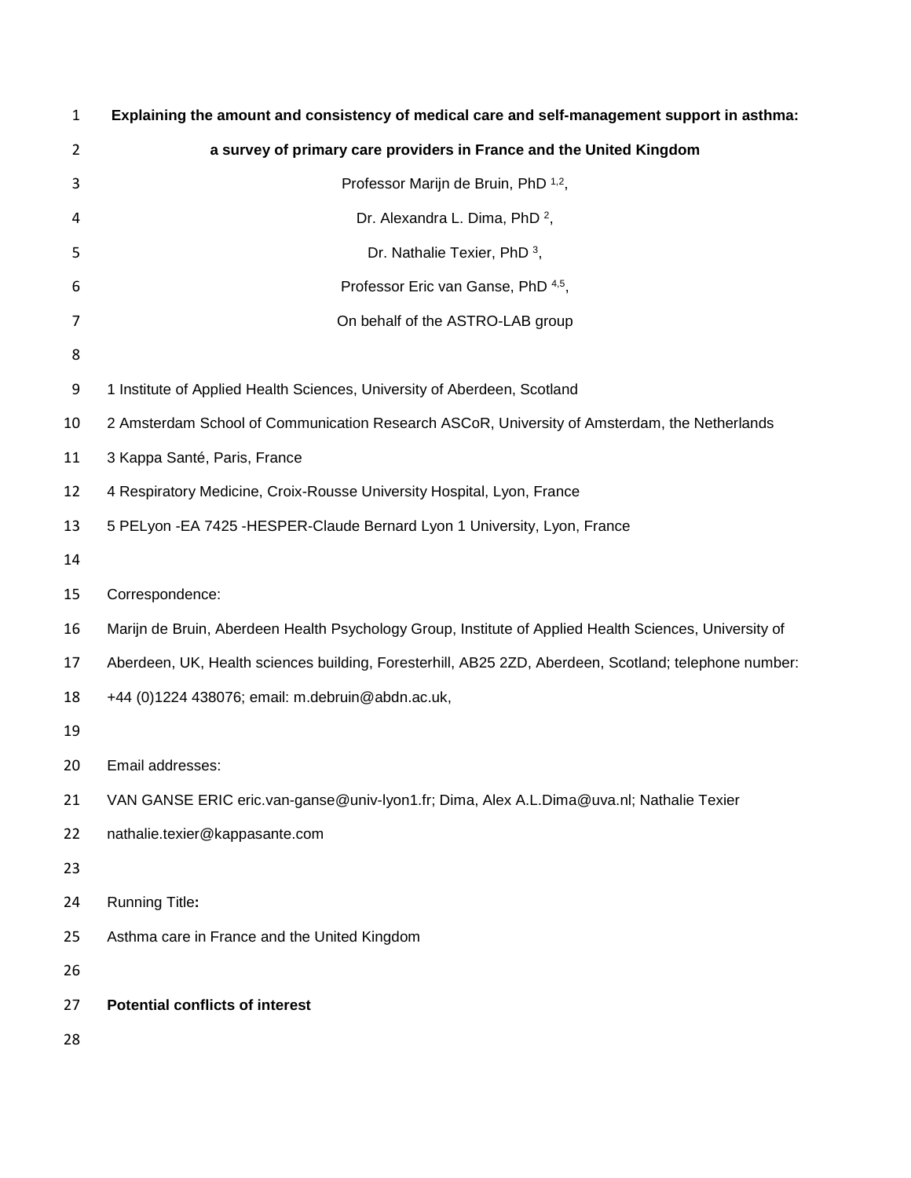# Explaining the amount and consistency of medical care and self-management support in asthma: a survey of primary care providers in France and the United Kingdom

Professor Marijn de Bruin, PhD [1,2],

Dr. Alexandra L. Dima, PhD [2],

Dr. Nathalie Texier, PhD [3],

Professor Eric van Ganse, PhD [4,5],

On behalf of the ASTRO-LAB group

1 Institute of Applied Health Sciences, University of Aberdeen, Scotland

2 Amsterdam School of Communication Research ASCoR, University of Amsterdam, the Netherlands

3 Kappa Santé, Paris, France

4 Respiratory Medicine, Croix-Rousse University Hospital, Lyon, France

5 PELyon -EA 7425 -HESPER-Claude Bernard Lyon 1 University, Lyon, France

Correspondence:

Marijn de Bruin, Aberdeen Health Psychology Group, Institute of Applied Health Sciences, University of Aberdeen, UK, Health sciences building, Foresterhill, AB25 2ZD, Aberdeen, Scotland; telephone number: +44 (0)1224 438076; email: m.debruin@abdn.ac.uk,

Email addresses:

VAN GANSE ERIC eric.van-ganse@univ-lyon1.fr; Dima, Alex A.L.Dima@uva.nl; Nathalie Texier nathalie.texier@kappasante.com

Running Title**:**

Asthma care in France and the United Kingdom

**Potential conflicts of interest**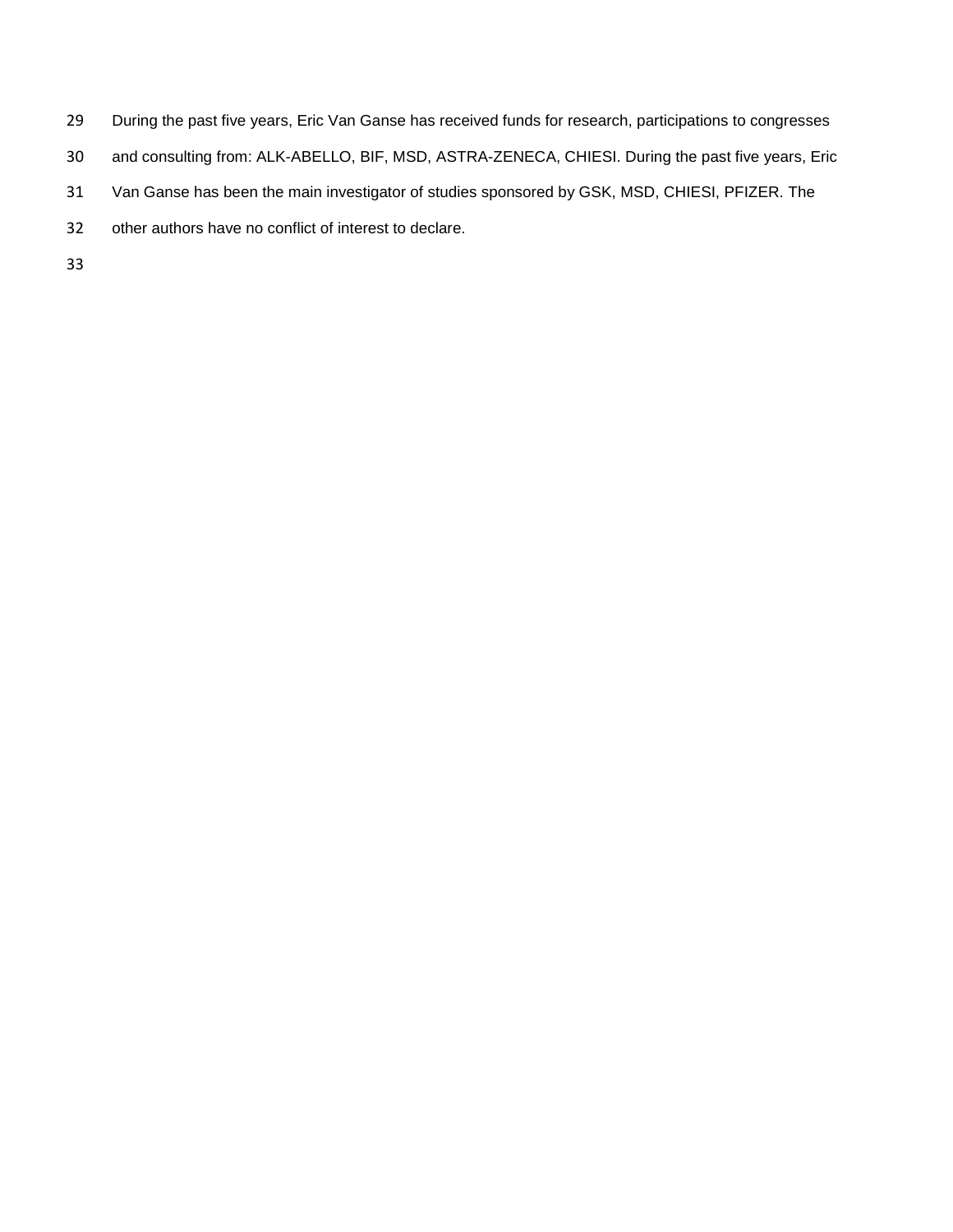During the past five years, Eric Van Ganse has received funds for research, participations to congresses and consulting from: ALK-ABELLO, BIF, MSD, ASTRA-ZENECA, CHIESI. During the past five years, Eric Van Ganse has been the main investigator of studies sponsored by GSK, MSD, CHIESI, PFIZER. The other authors have no conflict of interest to declare.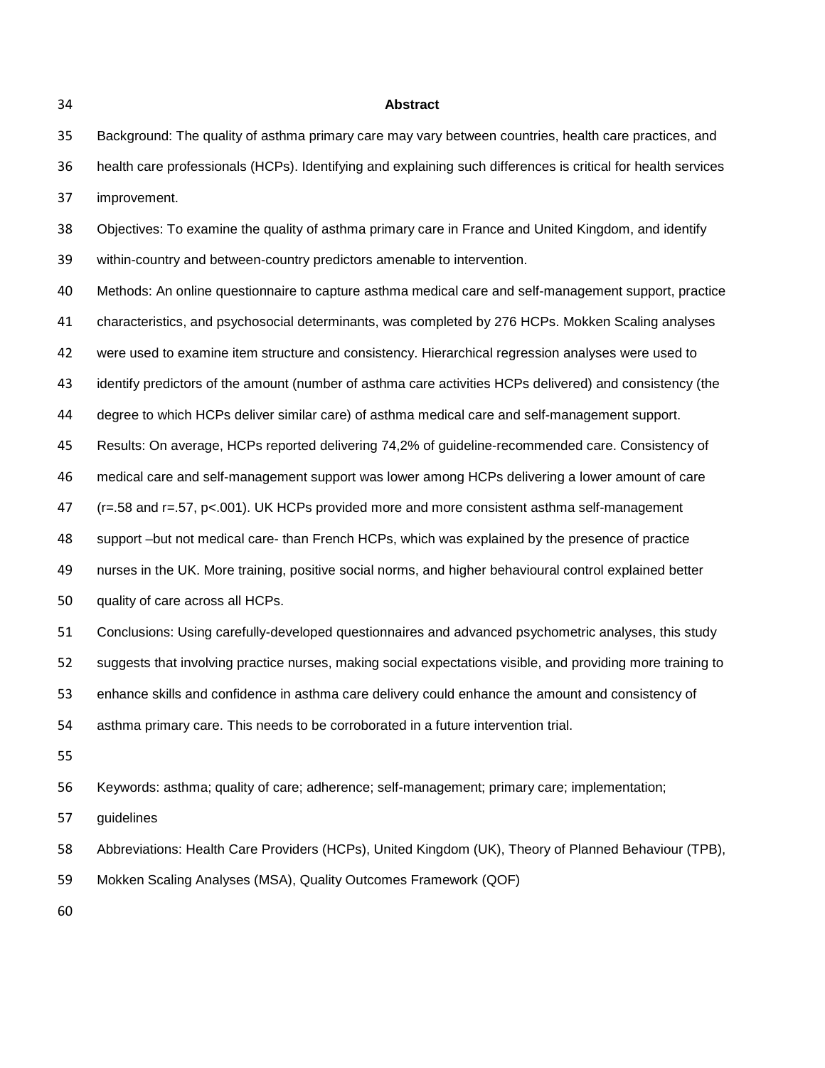## Abstract

Background: The quality of asthma primary care may vary between countries, health care practices, and health care professionals (HCPs). Identifying and explaining such differences is critical for health services improvement.

Objectives: To examine the quality of asthma primary care in France and United Kingdom, and identify within-country and between-country predictors amenable to intervention.

Methods: An online questionnaire to capture asthma medical care and self-management support, practice characteristics, and psychosocial determinants, was completed by 276 HCPs. Mokken Scaling analyses were used to examine item structure and consistency. Hierarchical regression analyses were used to identify predictors of the amount (number of asthma care activities HCPs delivered) and consistency (the degree to which HCPs deliver similar care) of asthma medical care and self-management support.

Results: On average, HCPs reported delivering 74,2% of guideline-recommended care. Consistency of medical care and self-management support was lower among HCPs delivering a lower amount of care ($r=.58$ and $r=.57$, $p<.001$). UK HCPs provided more and more consistent asthma self-management support –but not medical care- than French HCPs, which was explained by the presence of practice nurses in the UK. More training, positive social norms, and higher behavioural control explained better quality of care across all HCPs.

Conclusions: Using carefully-developed questionnaires and advanced psychometric analyses, this study suggests that involving practice nurses, making social expectations visible, and providing more training to enhance skills and confidence in asthma care delivery could enhance the amount and consistency of asthma primary care. This needs to be corroborated in a future intervention trial.

Keywords: asthma; quality of care; adherence; self-management; primary care; implementation; guidelines

Abbreviations: Health Care Providers (HCPs), United Kingdom (UK), Theory of Planned Behaviour (TPB), Mokken Scaling Analyses (MSA), Quality Outcomes Framework (QOF)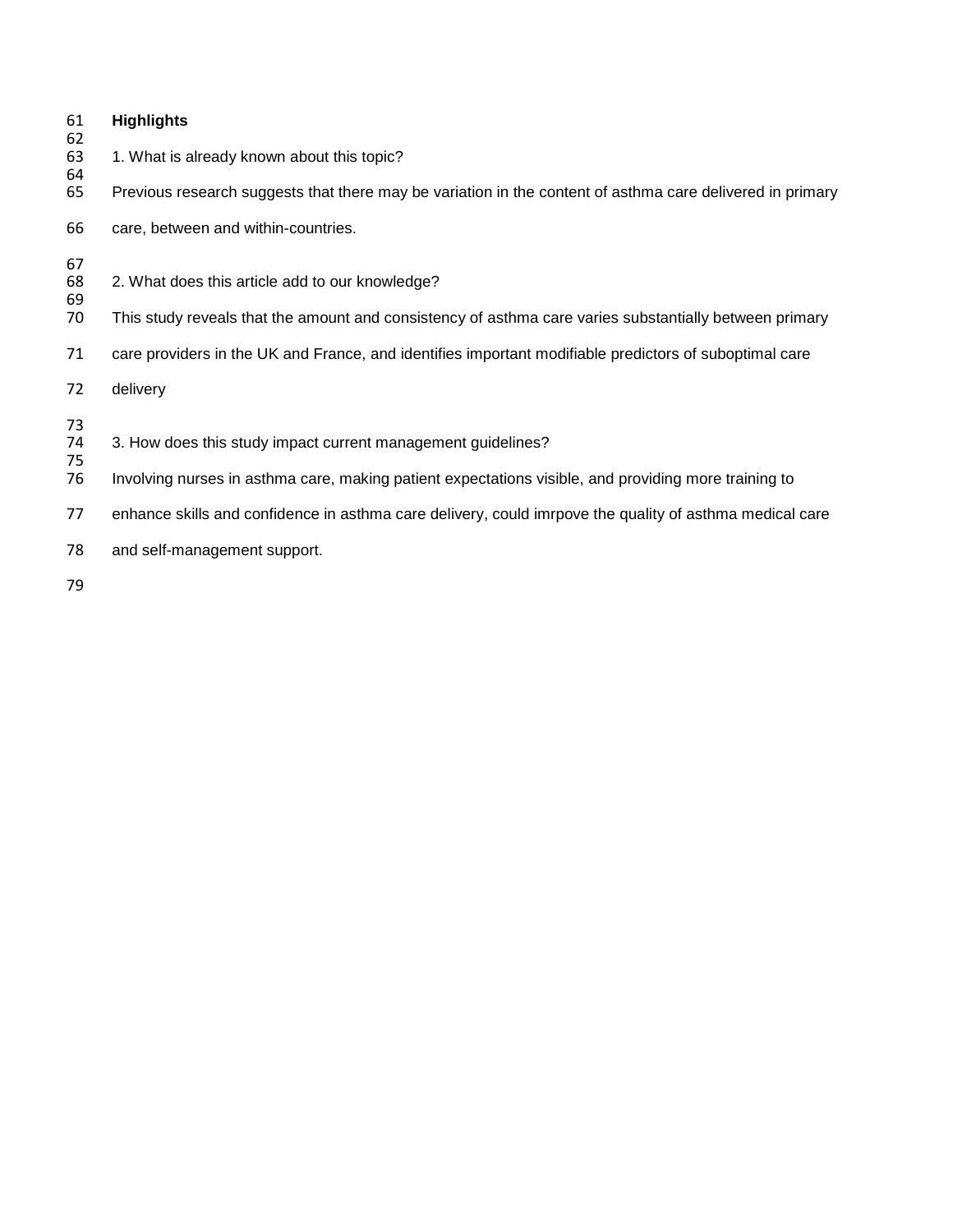**Highlights**

1. What is already known about this topic?

Previous research suggests that there may be variation in the content of asthma care delivered in primary care, between and within-countries.

2. What does this article add to our knowledge?

This study reveals that the amount and consistency of asthma care varies substantially between primary care providers in the UK and France, and identifies important modifiable predictors of suboptimal care delivery

3. How does this study impact current management guidelines?

Involving nurses in asthma care, making patient expectations visible, and providing more training to enhance skills and confidence in asthma care delivery, could imrpove the quality of asthma medical care and self-management support.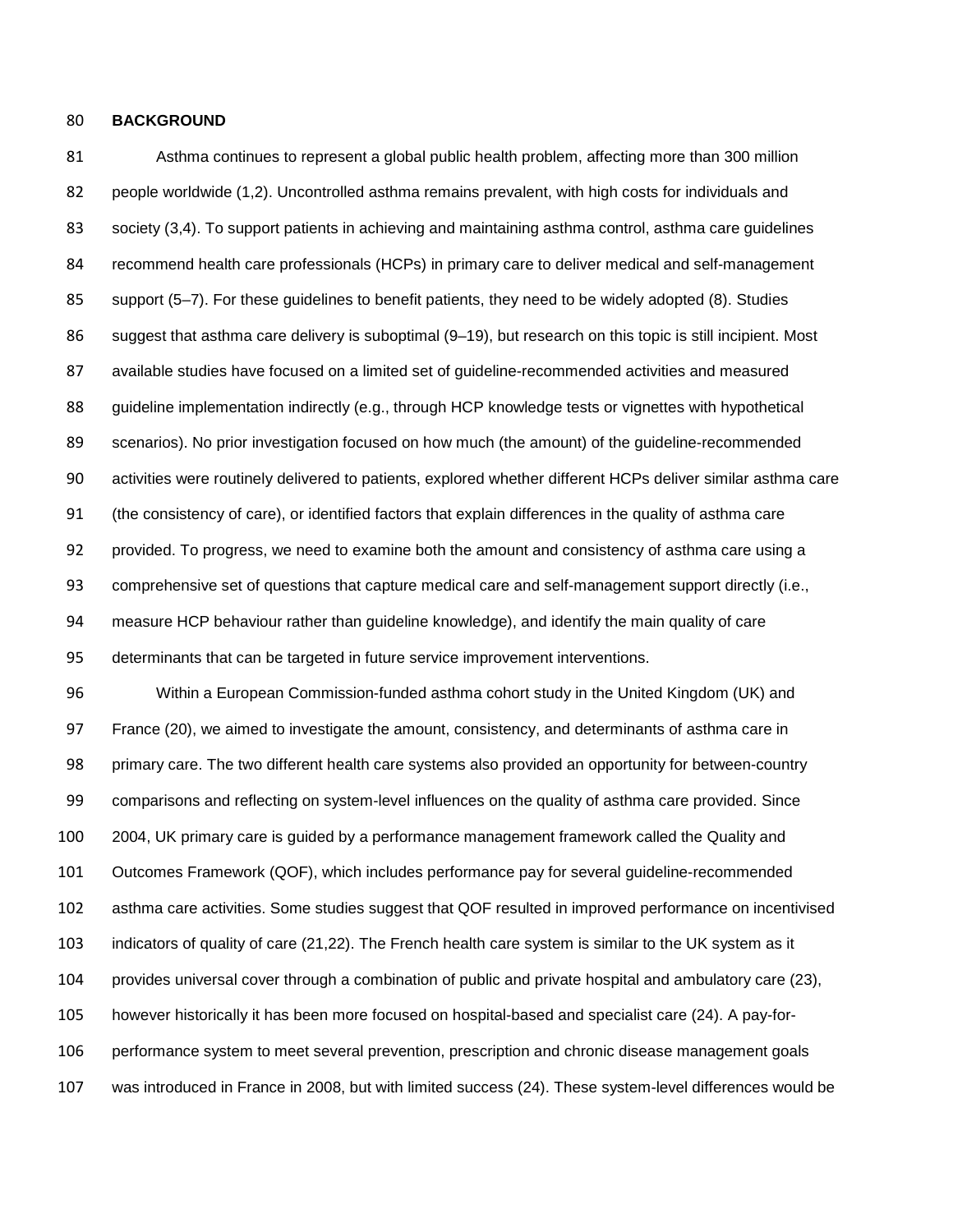## BACKGROUND

Asthma continues to represent a global public health problem, affecting more than 300 million people worldwide (1,2). Uncontrolled asthma remains prevalent, with high costs for individuals and society (3,4). To support patients in achieving and maintaining asthma control, asthma care guidelines recommend health care professionals (HCPs) in primary care to deliver medical and self-management support (5–7). For these guidelines to benefit patients, they need to be widely adopted (8). Studies suggest that asthma care delivery is suboptimal (9–19), but research on this topic is still incipient. Most available studies have focused on a limited set of guideline-recommended activities and measured guideline implementation indirectly (e.g., through HCP knowledge tests or vignettes with hypothetical scenarios). No prior investigation focused on how much (the amount) of the guideline-recommended activities were routinely delivered to patients, explored whether different HCPs deliver similar asthma care (the consistency of care), or identified factors that explain differences in the quality of asthma care provided. To progress, we need to examine both the amount and consistency of asthma care using a comprehensive set of questions that capture medical care and self-management support directly (i.e., measure HCP behaviour rather than guideline knowledge), and identify the main quality of care determinants that can be targeted in future service improvement interventions.

Within a European Commission-funded asthma cohort study in the United Kingdom (UK) and France (20), we aimed to investigate the amount, consistency, and determinants of asthma care in primary care. The two different health care systems also provided an opportunity for between-country comparisons and reflecting on system-level influences on the quality of asthma care provided. Since 2004, UK primary care is guided by a performance management framework called the Quality and Outcomes Framework (QOF), which includes performance pay for several guideline-recommended asthma care activities. Some studies suggest that QOF resulted in improved performance on incentivised indicators of quality of care (21,22). The French health care system is similar to the UK system as it provides universal cover through a combination of public and private hospital and ambulatory care (23), however historically it has been more focused on hospital-based and specialist care (24). A pay-for-performance system to meet several prevention, prescription and chronic disease management goals was introduced in France in 2008, but with limited success (24). These system-level differences would be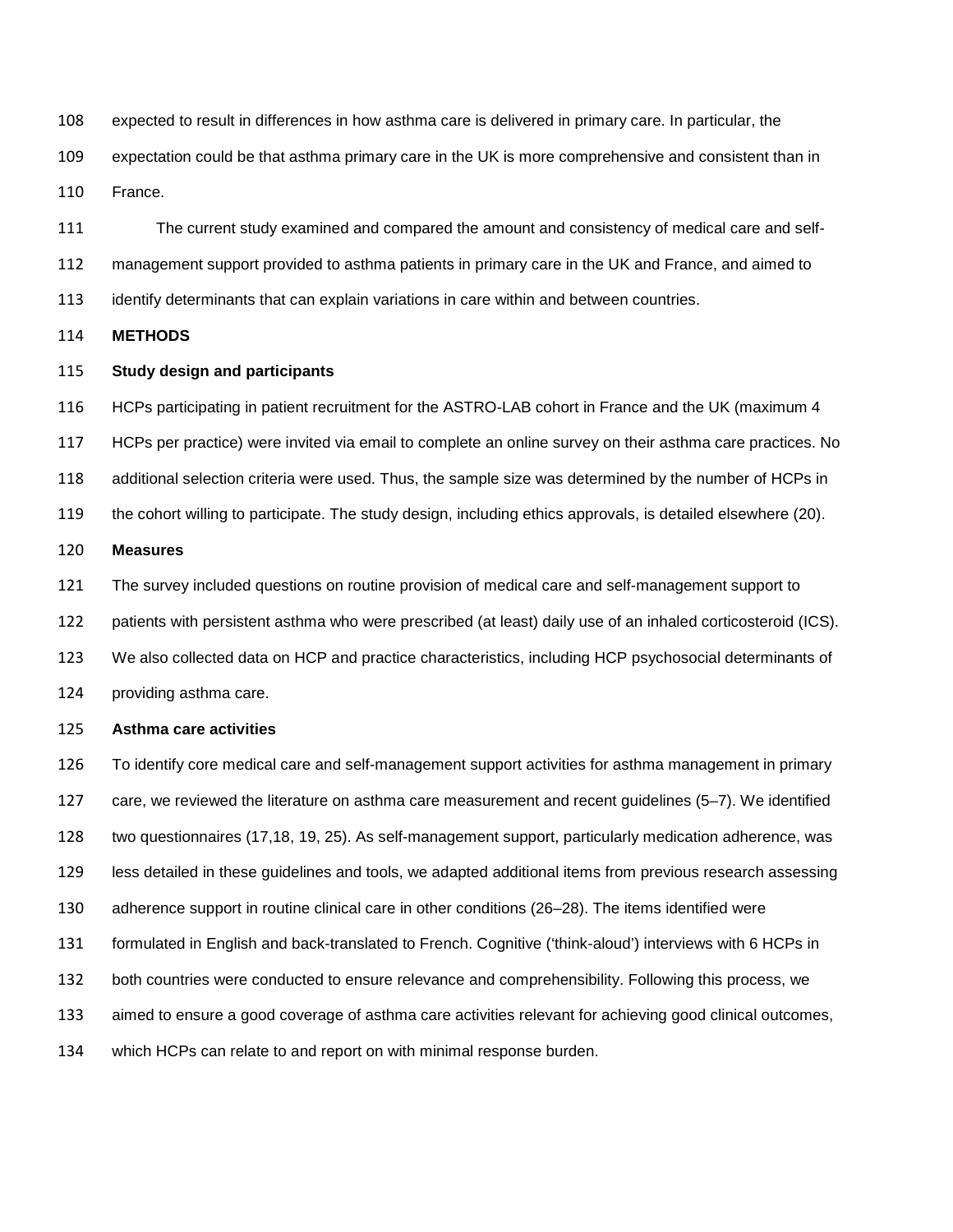expected to result in differences in how asthma care is delivered in primary care. In particular, the expectation could be that asthma primary care in the UK is more comprehensive and consistent than in France.

The current study examined and compared the amount and consistency of medical care and self-management support provided to asthma patients in primary care in the UK and France, and aimed to identify determinants that can explain variations in care within and between countries.

## METHODS

### Study design and participants

HCPs participating in patient recruitment for the ASTRO-LAB cohort in France and the UK (maximum 4 HCPs per practice) were invited via email to complete an online survey on their asthma care practices. No additional selection criteria were used. Thus, the sample size was determined by the number of HCPs in the cohort willing to participate. The study design, including ethics approvals, is detailed elsewhere (20).

### Measures

The survey included questions on routine provision of medical care and self-management support to patients with persistent asthma who were prescribed (at least) daily use of an inhaled corticosteroid (ICS). We also collected data on HCP and practice characteristics, including HCP psychosocial determinants of providing asthma care.

### Asthma care activities

To identify core medical care and self-management support activities for asthma management in primary care, we reviewed the literature on asthma care measurement and recent guidelines (5–7). We identified two questionnaires (17,18, 19, 25). As self-management support, particularly medication adherence, was less detailed in these guidelines and tools, we adapted additional items from previous research assessing adherence support in routine clinical care in other conditions (26–28). The items identified were formulated in English and back-translated to French. Cognitive ('think-aloud') interviews with 6 HCPs in both countries were conducted to ensure relevance and comprehensibility. Following this process, we aimed to ensure a good coverage of asthma care activities relevant for achieving good clinical outcomes, which HCPs can relate to and report on with minimal response burden.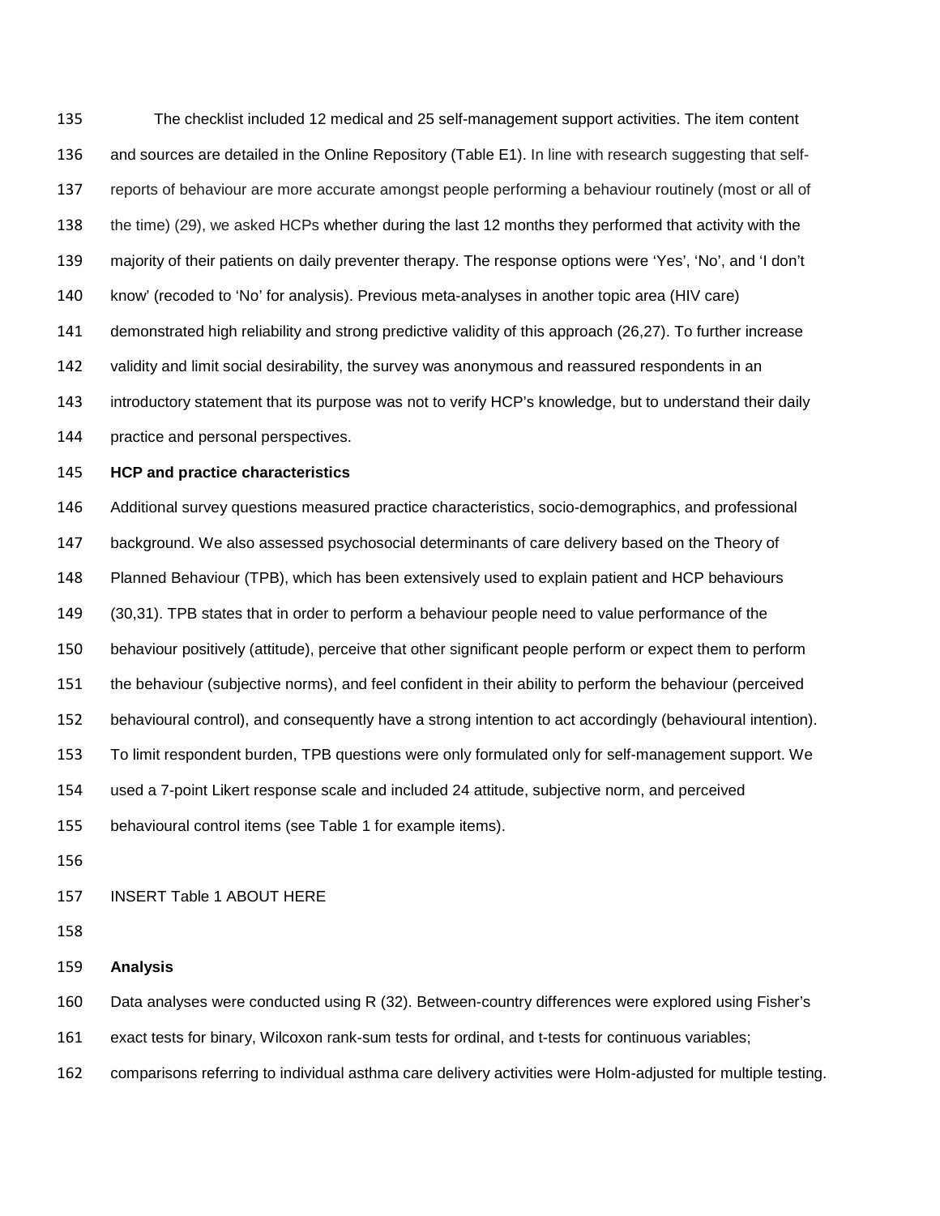The checklist included 12 medical and 25 self-management support activities. The item content and sources are detailed in the Online Repository (Table E1). In line with research suggesting that self-reports of behaviour are more accurate amongst people performing a behaviour routinely (most or all of the time) (29), we asked HCPs whether during the last 12 months they performed that activity with the majority of their patients on daily preventer therapy. The response options were 'Yes', 'No', and 'I don't know' (recoded to 'No' for analysis). Previous meta-analyses in another topic area (HIV care) demonstrated high reliability and strong predictive validity of this approach (26,27). To further increase validity and limit social desirability, the survey was anonymous and reassured respondents in an introductory statement that its purpose was not to verify HCP's knowledge, but to understand their daily practice and personal perspectives.

**HCP and practice characteristics**

Additional survey questions measured practice characteristics, socio-demographics, and professional background. We also assessed psychosocial determinants of care delivery based on the Theory of Planned Behaviour (TPB), which has been extensively used to explain patient and HCP behaviours (30,31). TPB states that in order to perform a behaviour people need to value performance of the behaviour positively (attitude), perceive that other significant people perform or expect them to perform the behaviour (subjective norms), and feel confident in their ability to perform the behaviour (perceived behavioural control), and consequently have a strong intention to act accordingly (behavioural intention). To limit respondent burden, TPB questions were only formulated only for self-management support. We used a 7-point Likert response scale and included 24 attitude, subjective norm, and perceived behavioural control items (see Table 1 for example items).

INSERT Table 1 ABOUT HERE

**Analysis**

Data analyses were conducted using R (32). Between-country differences were explored using Fisher's exact tests for binary, Wilcoxon rank-sum tests for ordinal, and t-tests for continuous variables; comparisons referring to individual asthma care delivery activities were Holm-adjusted for multiple testing.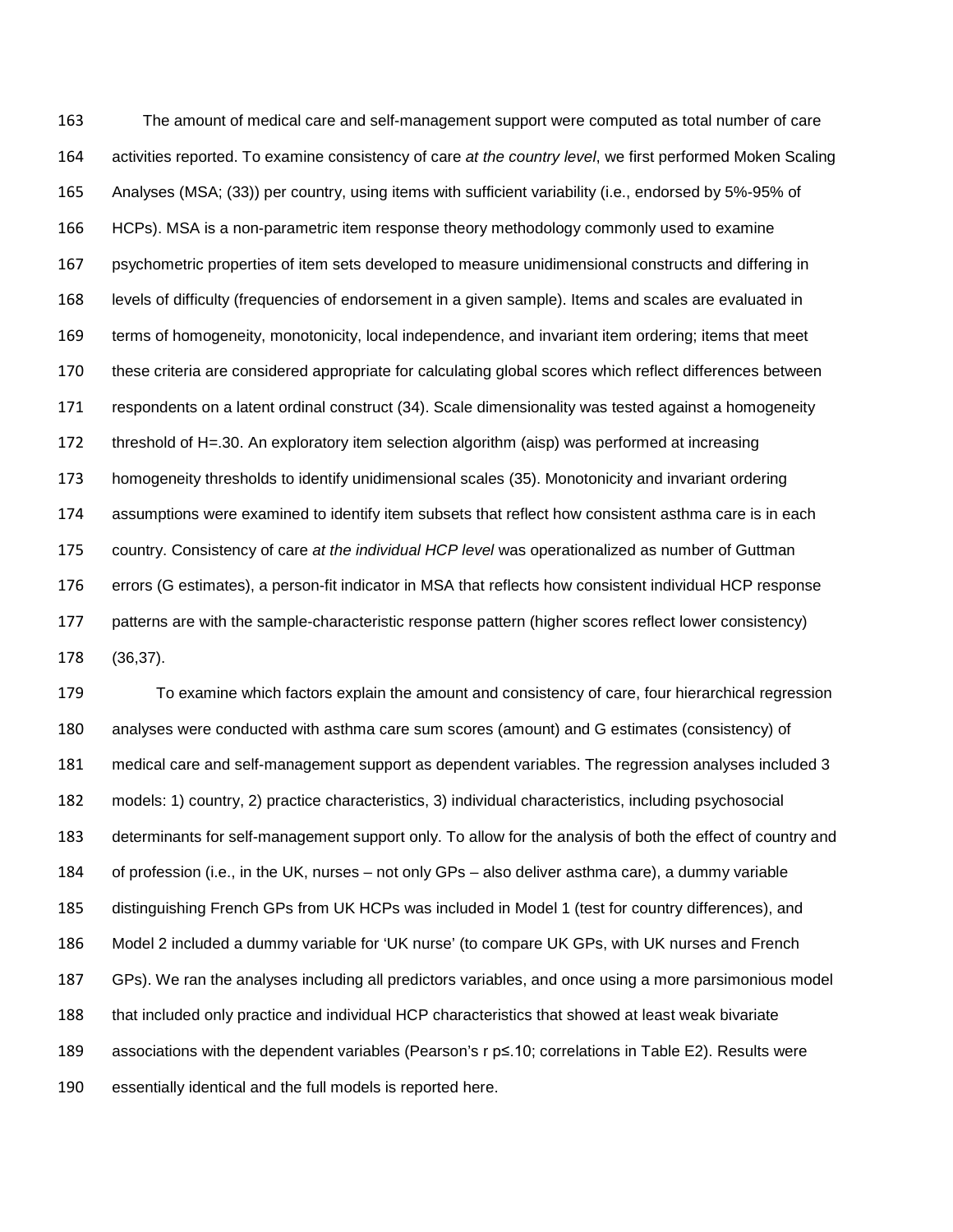The amount of medical care and self-management support were computed as total number of care activities reported. To examine consistency of care *at the country level*, we first performed Moken Scaling Analyses (MSA; (33)) per country, using items with sufficient variability (i.e., endorsed by 5%-95% of HCPs). MSA is a non-parametric item response theory methodology commonly used to examine psychometric properties of item sets developed to measure unidimensional constructs and differing in levels of difficulty (frequencies of endorsement in a given sample). Items and scales are evaluated in terms of homogeneity, monotonicity, local independence, and invariant item ordering; items that meet these criteria are considered appropriate for calculating global scores which reflect differences between respondents on a latent ordinal construct (34). Scale dimensionality was tested against a homogeneity threshold of H=.30. An exploratory item selection algorithm (aisp) was performed at increasing homogeneity thresholds to identify unidimensional scales (35). Monotonicity and invariant ordering assumptions were examined to identify item subsets that reflect how consistent asthma care is in each country. Consistency of care *at the individual HCP level* was operationalized as number of Guttman errors (G estimates), a person-fit indicator in MSA that reflects how consistent individual HCP response patterns are with the sample-characteristic response pattern (higher scores reflect lower consistency) (36,37).

To examine which factors explain the amount and consistency of care, four hierarchical regression analyses were conducted with asthma care sum scores (amount) and G estimates (consistency) of medical care and self-management support as dependent variables. The regression analyses included 3 models: 1) country, 2) practice characteristics, 3) individual characteristics, including psychosocial determinants for self-management support only. To allow for the analysis of both the effect of country and of profession (i.e., in the UK, nurses – not only GPs – also deliver asthma care), a dummy variable distinguishing French GPs from UK HCPs was included in Model 1 (test for country differences), and Model 2 included a dummy variable for 'UK nurse' (to compare UK GPs, with UK nurses and French GPs). We ran the analyses including all predictors variables, and once using a more parsimonious model that included only practice and individual HCP characteristics that showed at least weak bivariate associations with the dependent variables (Pearson's r $p \leq .10$; correlations in Table E2). Results were essentially identical and the full models is reported here.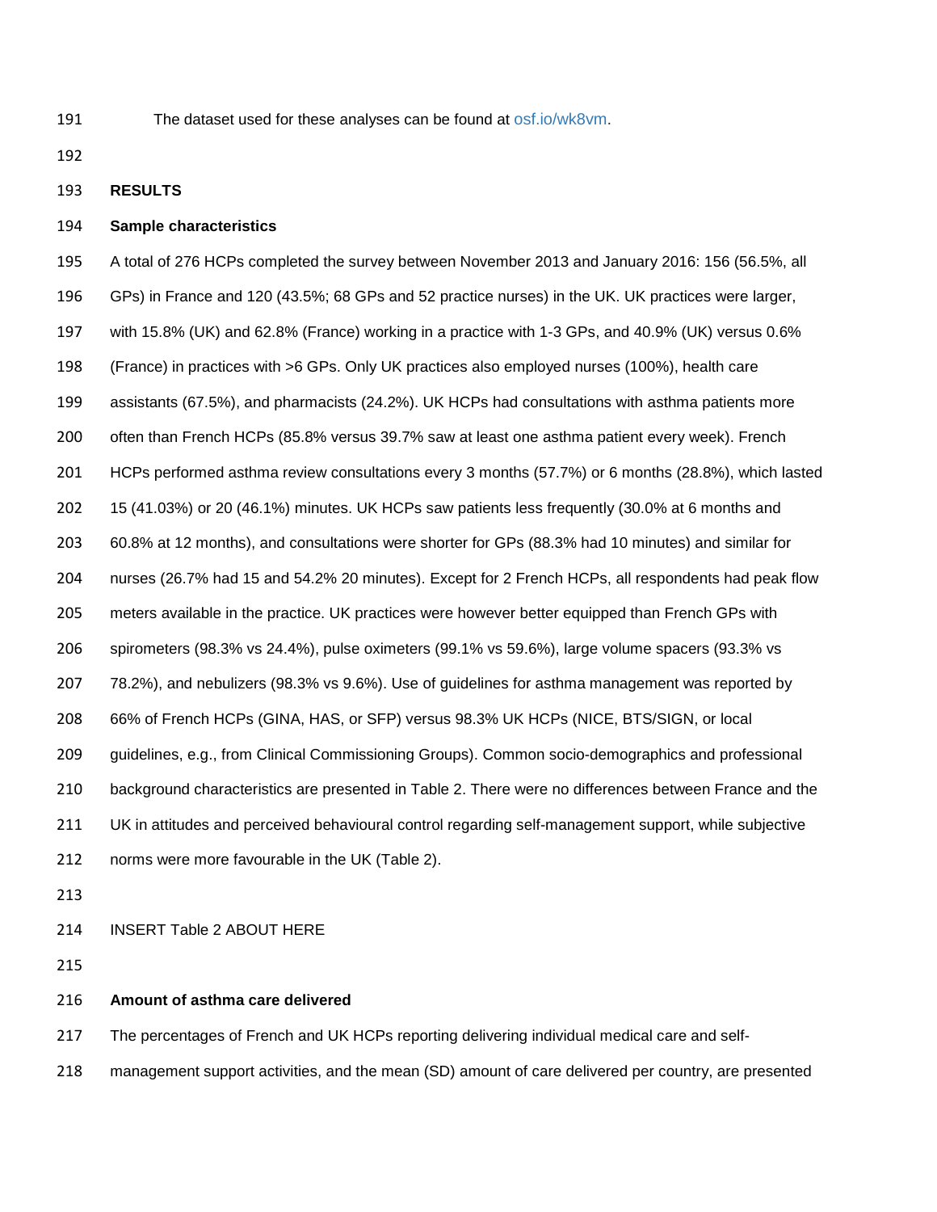The dataset used for these analyses can be found at osf.io/wk8vm.

## RESULTS

### Sample characteristics

A total of 276 HCPs completed the survey between November 2013 and January 2016: 156 (56.5%, all GPs) in France and 120 (43.5%; 68 GPs and 52 practice nurses) in the UK. UK practices were larger, with 15.8% (UK) and 62.8% (France) working in a practice with 1-3 GPs, and 40.9% (UK) versus 0.6% (France) in practices with >6 GPs. Only UK practices also employed nurses (100%), health care assistants (67.5%), and pharmacists (24.2%). UK HCPs had consultations with asthma patients more often than French HCPs (85.8% versus 39.7% saw at least one asthma patient every week). French HCPs performed asthma review consultations every 3 months (57.7%) or 6 months (28.8%), which lasted 15 (41.03%) or 20 (46.1%) minutes. UK HCPs saw patients less frequently (30.0% at 6 months and 60.8% at 12 months), and consultations were shorter for GPs (88.3% had 10 minutes) and similar for nurses (26.7% had 15 and 54.2% 20 minutes). Except for 2 French HCPs, all respondents had peak flow meters available in the practice. UK practices were however better equipped than French GPs with spirometers (98.3% vs 24.4%), pulse oximeters (99.1% vs 59.6%), large volume spacers (93.3% vs 78.2%), and nebulizers (98.3% vs 9.6%). Use of guidelines for asthma management was reported by 66% of French HCPs (GINA, HAS, or SFP) versus 98.3% UK HCPs (NICE, BTS/SIGN, or local guidelines, e.g., from Clinical Commissioning Groups). Common socio-demographics and professional background characteristics are presented in Table 2. There were no differences between France and the UK in attitudes and perceived behavioural control regarding self-management support, while subjective norms were more favourable in the UK (Table 2).

INSERT Table 2 ABOUT HERE

### Amount of asthma care delivered

The percentages of French and UK HCPs reporting delivering individual medical care and self-management support activities, and the mean (SD) amount of care delivered per country, are presented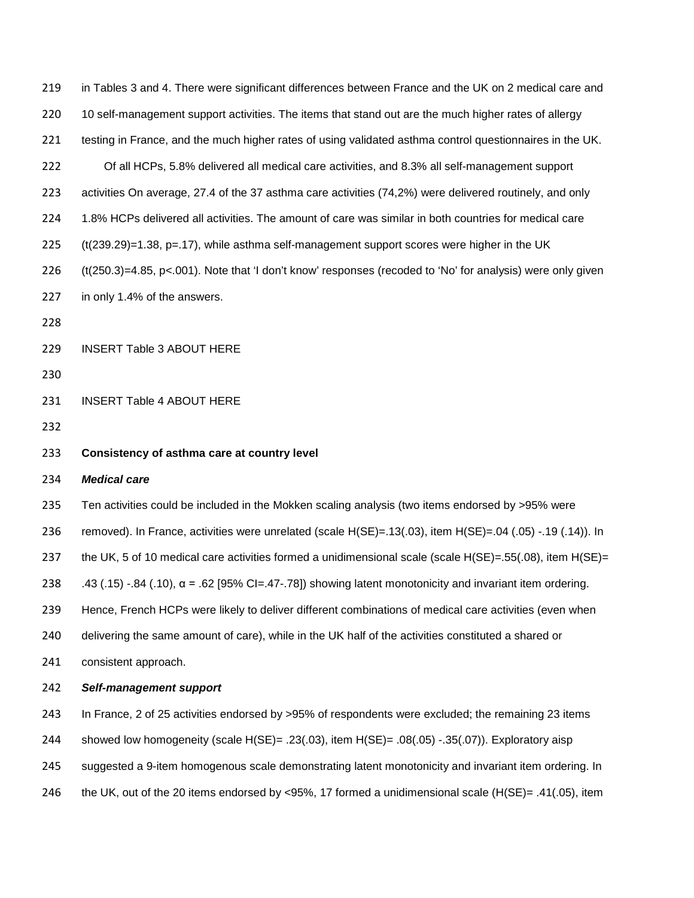in Tables 3 and 4. There were significant differences between France and the UK on 2 medical care and 10 self-management support activities. The items that stand out are the much higher rates of allergy testing in France, and the much higher rates of using validated asthma control questionnaires in the UK.

Of all HCPs, 5.8% delivered all medical care activities, and 8.3% all self-management support activities On average, 27.4 of the 37 asthma care activities (74,2%) were delivered routinely, and only 1.8% HCPs delivered all activities. The amount of care was similar in both countries for medical care ($t(239.29)=1.38$, $p=.17$), while asthma self-management support scores were higher in the UK ($t(250.3)=4.85$, $p<.001$). Note that 'I don't know' responses (recoded to 'No' for analysis) were only given in only 1.4% of the answers.

INSERT Table 3 ABOUT HERE

INSERT Table 4 ABOUT HERE

**Consistency of asthma care at country level**

***Medical care***

Ten activities could be included in the Mokken scaling analysis (two items endorsed by >95% were removed). In France, activities were unrelated (scale H(SE)=.13(.03), item H(SE)=.04 (.05) -.19 (.14)). In the UK, 5 of 10 medical care activities formed a unidimensional scale (scale H(SE)=.55(.08), item H(SE)= .43 (.15) -.84 (.10), $\alpha$ = .62 [95% CI=.47-.78]) showing latent monotonicity and invariant item ordering. Hence, French HCPs were likely to deliver different combinations of medical care activities (even when delivering the same amount of care), while in the UK half of the activities constituted a shared or consistent approach.

***Self-management support***

In France, 2 of 25 activities endorsed by >95% of respondents were excluded; the remaining 23 items showed low homogeneity (scale H(SE)= .23(.03), item H(SE)= .08(.05) -.35(.07)). Exploratory aisp suggested a 9-item homogenous scale demonstrating latent monotonicity and invariant item ordering. In the UK, out of the 20 items endorsed by <95%, 17 formed a unidimensional scale (H(SE)= .41(.05), item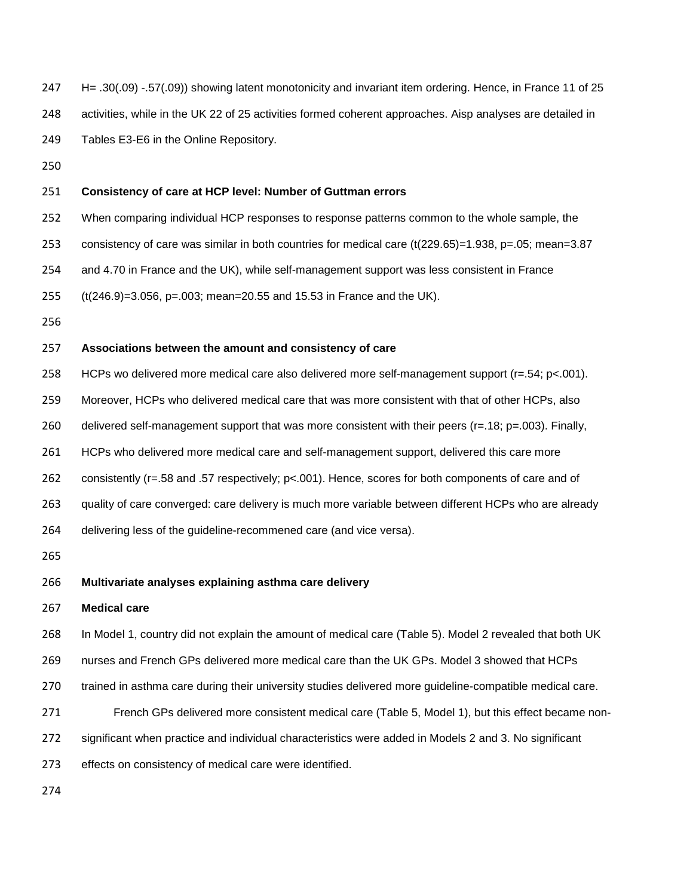H= .30(.09) -.57(.09)) showing latent monotonicity and invariant item ordering. Hence, in France 11 of 25 activities, while in the UK 22 of 25 activities formed coherent approaches. Aisp analyses are detailed in Tables E3-E6 in the Online Repository.

**Consistency of care at HCP level: Number of Guttman errors**

When comparing individual HCP responses to response patterns common to the whole sample, the consistency of care was similar in both countries for medical care ($t(229.65)=1.938$, $p=.05$; mean=3.87 and 4.70 in France and the UK), while self-management support was less consistent in France ($t(246.9)=3.056$, $p=.003$; mean=20.55 and 15.53 in France and the UK).

**Associations between the amount and consistency of care**

HCPs wo delivered more medical care also delivered more self-management support ($r=.54$; $p<.001$). Moreover, HCPs who delivered medical care that was more consistent with that of other HCPs, also delivered self-management support that was more consistent with their peers ($r=.18$; $p=.003$). Finally, HCPs who delivered more medical care and self-management support, delivered this care more consistently ($r=.58$ and .57 respectively; $p<.001$). Hence, scores for both components of care and of quality of care converged: care delivery is much more variable between different HCPs who are already delivering less of the guideline-recommened care (and vice versa).

**Multivariate analyses explaining asthma care delivery**

**Medical care**

In Model 1, country did not explain the amount of medical care (Table 5). Model 2 revealed that both UK nurses and French GPs delivered more medical care than the UK GPs. Model 3 showed that HCPs trained in asthma care during their university studies delivered more guideline-compatible medical care.

French GPs delivered more consistent medical care (Table 5, Model 1), but this effect became non-significant when practice and individual characteristics were added in Models 2 and 3. No significant effects on consistency of medical care were identified.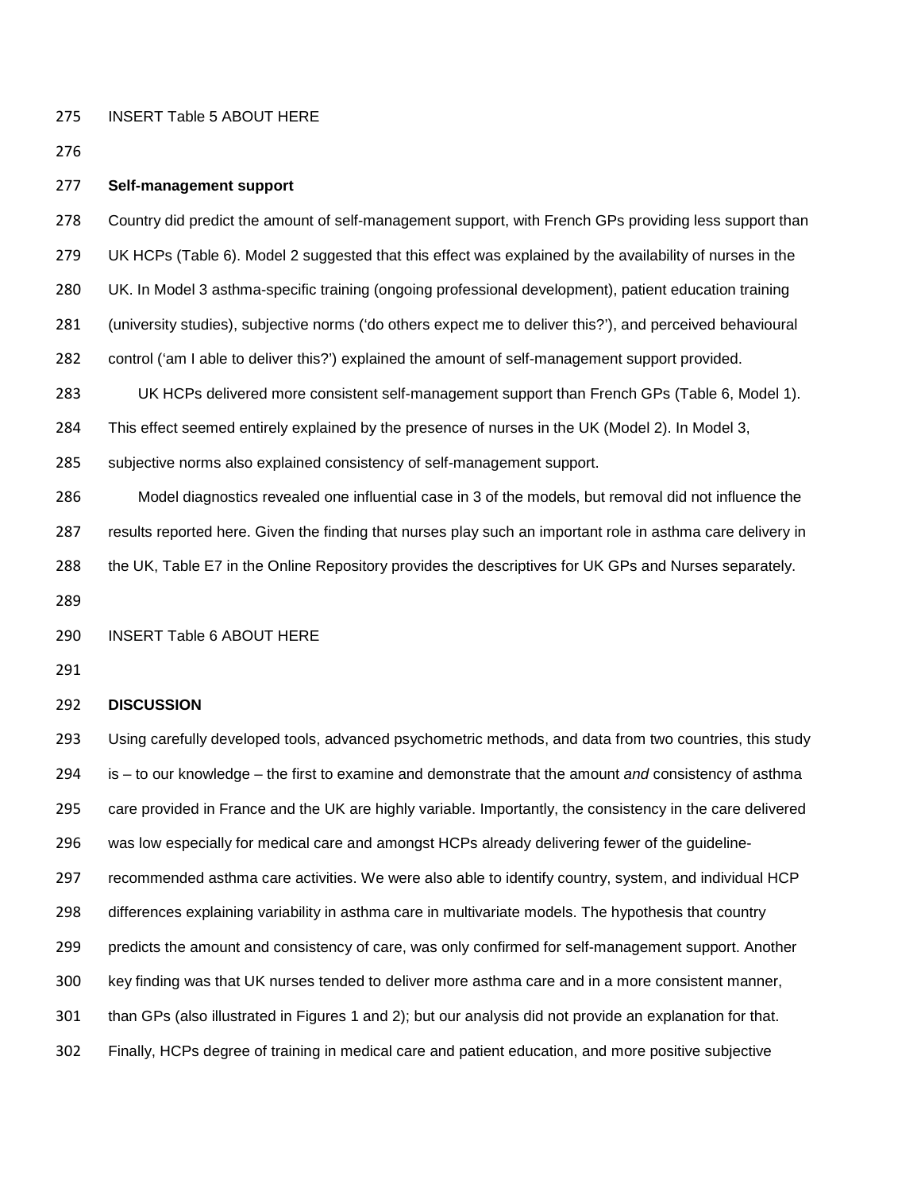INSERT Table 5 ABOUT HERE

**Self-management support**

Country did predict the amount of self-management support, with French GPs providing less support than UK HCPs (Table 6). Model 2 suggested that this effect was explained by the availability of nurses in the UK. In Model 3 asthma-specific training (ongoing professional development), patient education training (university studies), subjective norms ('do others expect me to deliver this?'), and perceived behavioural control ('am I able to deliver this?') explained the amount of self-management support provided.

UK HCPs delivered more consistent self-management support than French GPs (Table 6, Model 1). This effect seemed entirely explained by the presence of nurses in the UK (Model 2). In Model 3, subjective norms also explained consistency of self-management support.

Model diagnostics revealed one influential case in 3 of the models, but removal did not influence the results reported here. Given the finding that nurses play such an important role in asthma care delivery in the UK, Table E7 in the Online Repository provides the descriptives for UK GPs and Nurses separately.

INSERT Table 6 ABOUT HERE

## DISCUSSION

Using carefully developed tools, advanced psychometric methods, and data from two countries, this study is – to our knowledge – the first to examine and demonstrate that the amount *and* consistency of asthma care provided in France and the UK are highly variable. Importantly, the consistency in the care delivered was low especially for medical care and amongst HCPs already delivering fewer of the guideline-recommended asthma care activities. We were also able to identify country, system, and individual HCP differences explaining variability in asthma care in multivariate models. The hypothesis that country predicts the amount and consistency of care, was only confirmed for self-management support. Another key finding was that UK nurses tended to deliver more asthma care and in a more consistent manner, than GPs (also illustrated in Figures 1 and 2); but our analysis did not provide an explanation for that. Finally, HCPs degree of training in medical care and patient education, and more positive subjective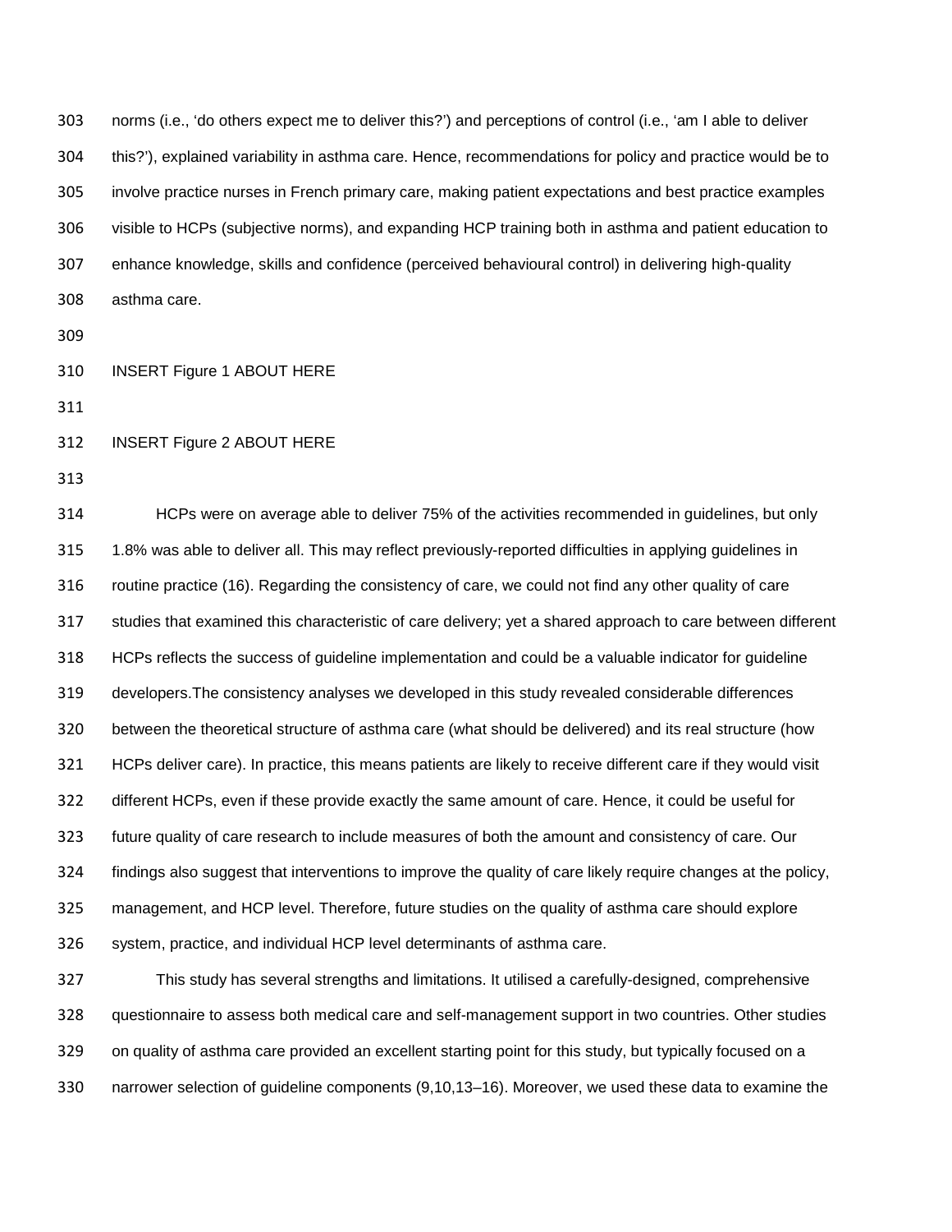norms (i.e., 'do others expect me to deliver this?') and perceptions of control (i.e., 'am I able to deliver this?'), explained variability in asthma care. Hence, recommendations for policy and practice would be to involve practice nurses in French primary care, making patient expectations and best practice examples visible to HCPs (subjective norms), and expanding HCP training both in asthma and patient education to enhance knowledge, skills and confidence (perceived behavioural control) in delivering high-quality asthma care.

INSERT Figure 1 ABOUT HERE

INSERT Figure 2 ABOUT HERE

HCPs were on average able to deliver 75% of the activities recommended in guidelines, but only 1.8% was able to deliver all. This may reflect previously-reported difficulties in applying guidelines in routine practice (16). Regarding the consistency of care, we could not find any other quality of care studies that examined this characteristic of care delivery; yet a shared approach to care between different HCPs reflects the success of guideline implementation and could be a valuable indicator for guideline developers.The consistency analyses we developed in this study revealed considerable differences between the theoretical structure of asthma care (what should be delivered) and its real structure (how HCPs deliver care). In practice, this means patients are likely to receive different care if they would visit different HCPs, even if these provide exactly the same amount of care. Hence, it could be useful for future quality of care research to include measures of both the amount and consistency of care. Our findings also suggest that interventions to improve the quality of care likely require changes at the policy, management, and HCP level. Therefore, future studies on the quality of asthma care should explore system, practice, and individual HCP level determinants of asthma care.

This study has several strengths and limitations. It utilised a carefully-designed, comprehensive questionnaire to assess both medical care and self-management support in two countries. Other studies on quality of asthma care provided an excellent starting point for this study, but typically focused on a narrower selection of guideline components (9,10,13–16). Moreover, we used these data to examine the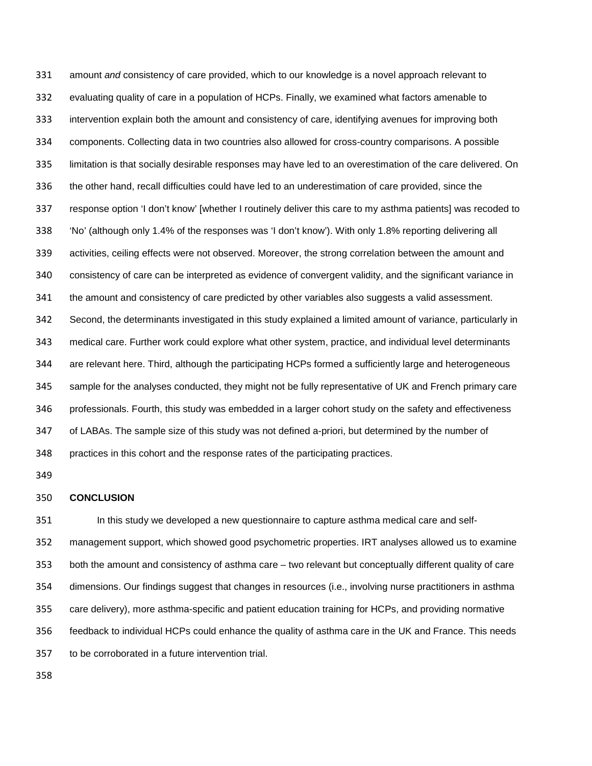amount *and* consistency of care provided, which to our knowledge is a novel approach relevant to evaluating quality of care in a population of HCPs. Finally, we examined what factors amenable to intervention explain both the amount and consistency of care, identifying avenues for improving both components. Collecting data in two countries also allowed for cross-country comparisons. A possible limitation is that socially desirable responses may have led to an overestimation of the care delivered. On the other hand, recall difficulties could have led to an underestimation of care provided, since the response option 'I don't know' [whether I routinely deliver this care to my asthma patients] was recoded to 'No' (although only 1.4% of the responses was 'I don't know'). With only 1.8% reporting delivering all activities, ceiling effects were not observed. Moreover, the strong correlation between the amount and consistency of care can be interpreted as evidence of convergent validity, and the significant variance in the amount and consistency of care predicted by other variables also suggests a valid assessment. Second, the determinants investigated in this study explained a limited amount of variance, particularly in medical care. Further work could explore what other system, practice, and individual level determinants are relevant here. Third, although the participating HCPs formed a sufficiently large and heterogeneous sample for the analyses conducted, they might not be fully representative of UK and French primary care professionals. Fourth, this study was embedded in a larger cohort study on the safety and effectiveness of LABAs. The sample size of this study was not defined a-priori, but determined by the number of practices in this cohort and the response rates of the participating practices.

## CONCLUSION

In this study we developed a new questionnaire to capture asthma medical care and self-management support, which showed good psychometric properties. IRT analyses allowed us to examine both the amount and consistency of asthma care – two relevant but conceptually different quality of care dimensions. Our findings suggest that changes in resources (i.e., involving nurse practitioners in asthma care delivery), more asthma-specific and patient education training for HCPs, and providing normative feedback to individual HCPs could enhance the quality of asthma care in the UK and France. This needs to be corroborated in a future intervention trial.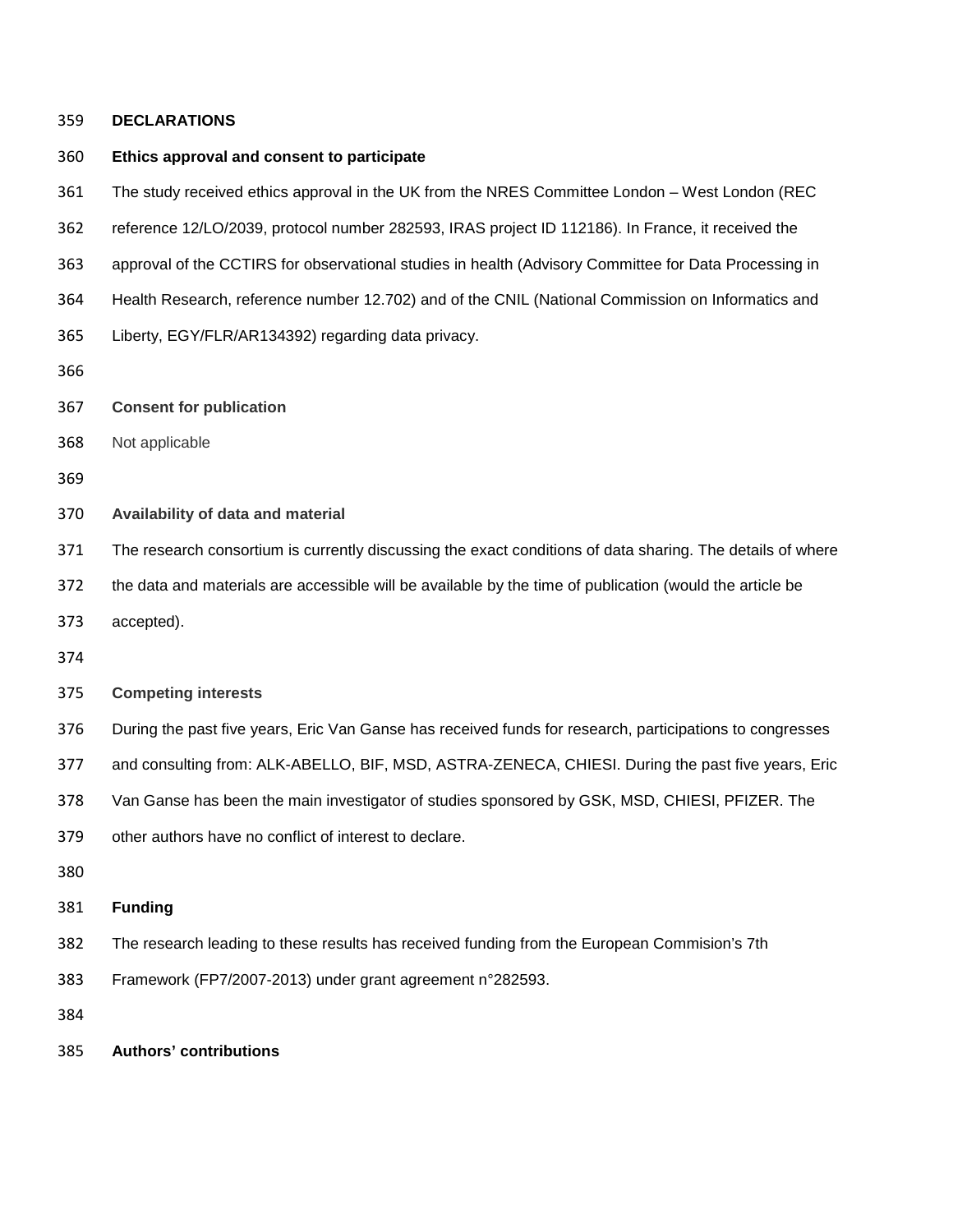## DECLARATIONS

### Ethics approval and consent to participate

The study received ethics approval in the UK from the NRES Committee London – West London (REC reference 12/LO/2039, protocol number 282593, IRAS project ID 112186). In France, it received the approval of the CCTIRS for observational studies in health (Advisory Committee for Data Processing in Health Research, reference number 12.702) and of the CNIL (National Commission on Informatics and Liberty, EGY/FLR/AR134392) regarding data privacy.

### Consent for publication

Not applicable

### Availability of data and material

The research consortium is currently discussing the exact conditions of data sharing. The details of where the data and materials are accessible will be available by the time of publication (would the article be accepted).

### Competing interests

During the past five years, Eric Van Ganse has received funds for research, participations to congresses and consulting from: ALK-ABELLO, BIF, MSD, ASTRA-ZENECA, CHIESI. During the past five years, Eric Van Ganse has been the main investigator of studies sponsored by GSK, MSD, CHIESI, PFIZER. The other authors have no conflict of interest to declare.

### Funding

The research leading to these results has received funding from the European Commision's 7th Framework (FP7/2007-2013) under grant agreement n°282593.

### Authors' contributions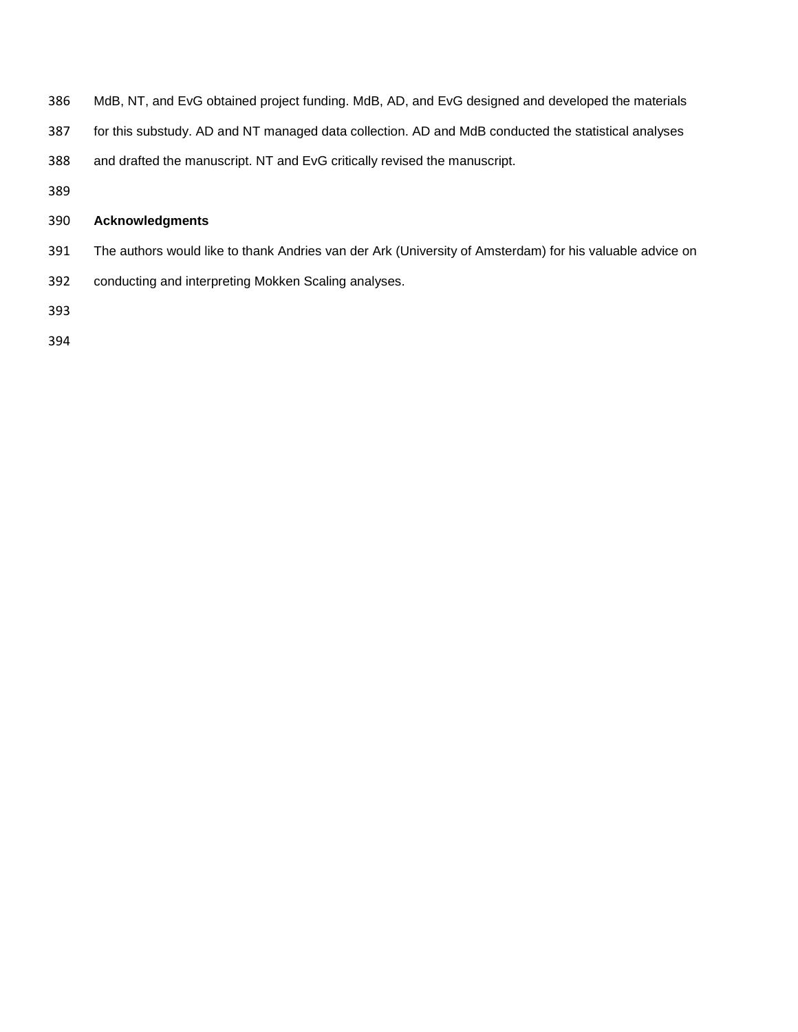MdB, NT, and EvG obtained project funding. MdB, AD, and EvG designed and developed the materials for this substudy. AD and NT managed data collection. AD and MdB conducted the statistical analyses and drafted the manuscript. NT and EvG critically revised the manuscript.

## Acknowledgments

The authors would like to thank Andries van der Ark (University of Amsterdam) for his valuable advice on conducting and interpreting Mokken Scaling analyses.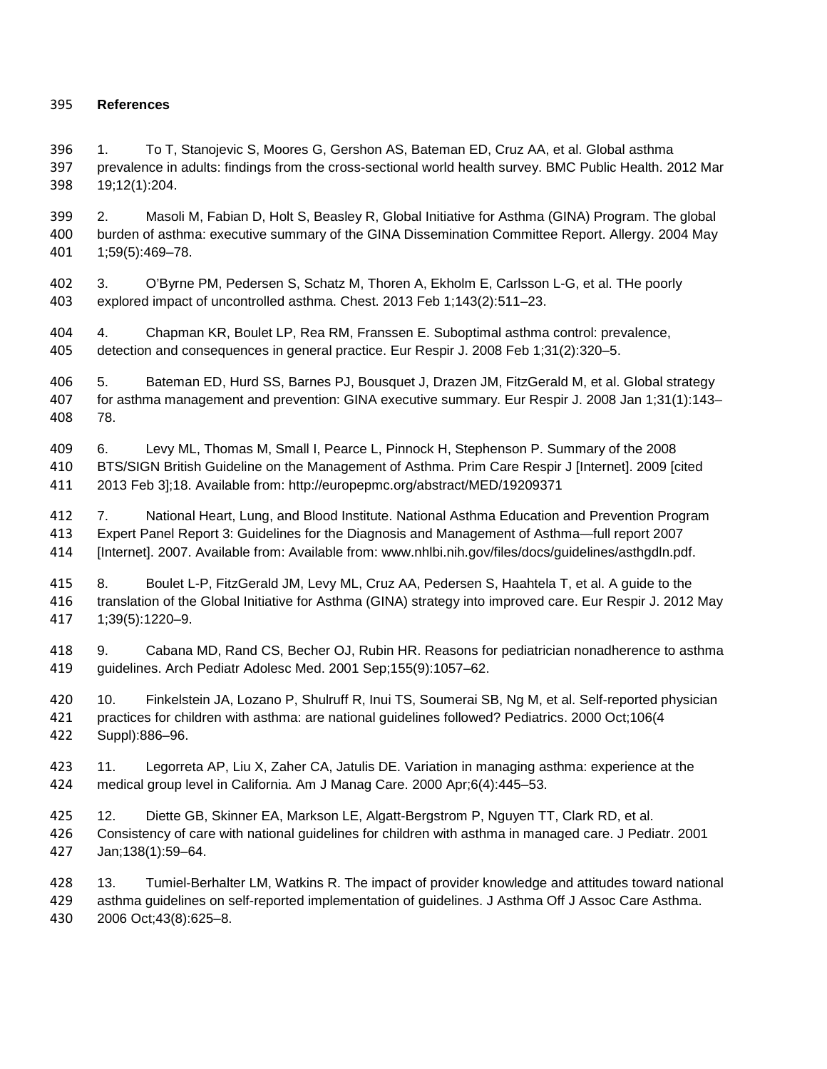**References**

1. To T, Stanojevic S, Moores G, Gershon AS, Bateman ED, Cruz AA, et al. Global asthma prevalence in adults: findings from the cross-sectional world health survey. BMC Public Health. 2012 Mar 19;12(1):204.

2. Masoli M, Fabian D, Holt S, Beasley R, Global Initiative for Asthma (GINA) Program. The global burden of asthma: executive summary of the GINA Dissemination Committee Report. Allergy. 2004 May 1;59(5):469–78.

3. O'Byrne PM, Pedersen S, Schatz M, Thoren A, Ekholm E, Carlsson L-G, et al. THe poorly explored impact of uncontrolled asthma. Chest. 2013 Feb 1;143(2):511–23.

4. Chapman KR, Boulet LP, Rea RM, Franssen E. Suboptimal asthma control: prevalence, detection and consequences in general practice. Eur Respir J. 2008 Feb 1;31(2):320–5.

5. Bateman ED, Hurd SS, Barnes PJ, Bousquet J, Drazen JM, FitzGerald M, et al. Global strategy for asthma management and prevention: GINA executive summary. Eur Respir J. 2008 Jan 1;31(1):143–78.

6. Levy ML, Thomas M, Small I, Pearce L, Pinnock H, Stephenson P. Summary of the 2008 BTS/SIGN British Guideline on the Management of Asthma. Prim Care Respir J [Internet]. 2009 [cited 2013 Feb 3];18. Available from: http://europepmc.org/abstract/MED/19209371

7. National Heart, Lung, and Blood Institute. National Asthma Education and Prevention Program Expert Panel Report 3: Guidelines for the Diagnosis and Management of Asthma—full report 2007 [Internet]. 2007. Available from: Available from: www.nhlbi.nih.gov/files/docs/guidelines/asthgdln.pdf.

8. Boulet L-P, FitzGerald JM, Levy ML, Cruz AA, Pedersen S, Haahtela T, et al. A guide to the translation of the Global Initiative for Asthma (GINA) strategy into improved care. Eur Respir J. 2012 May 1;39(5):1220–9.

9. Cabana MD, Rand CS, Becher OJ, Rubin HR. Reasons for pediatrician nonadherence to asthma guidelines. Arch Pediatr Adolesc Med. 2001 Sep;155(9):1057–62.

10. Finkelstein JA, Lozano P, Shulruff R, Inui TS, Soumerai SB, Ng M, et al. Self-reported physician practices for children with asthma: are national guidelines followed? Pediatrics. 2000 Oct;106(4 Suppl):886–96.

11. Legorreta AP, Liu X, Zaher CA, Jatulis DE. Variation in managing asthma: experience at the medical group level in California. Am J Manag Care. 2000 Apr;6(4):445–53.

12. Diette GB, Skinner EA, Markson LE, Algatt-Bergstrom P, Nguyen TT, Clark RD, et al. Consistency of care with national guidelines for children with asthma in managed care. J Pediatr. 2001 Jan;138(1):59–64.

13. Tumiel-Berhalter LM, Watkins R. The impact of provider knowledge and attitudes toward national asthma guidelines on self-reported implementation of guidelines. J Asthma Off J Assoc Care Asthma. 2006 Oct;43(8):625–8.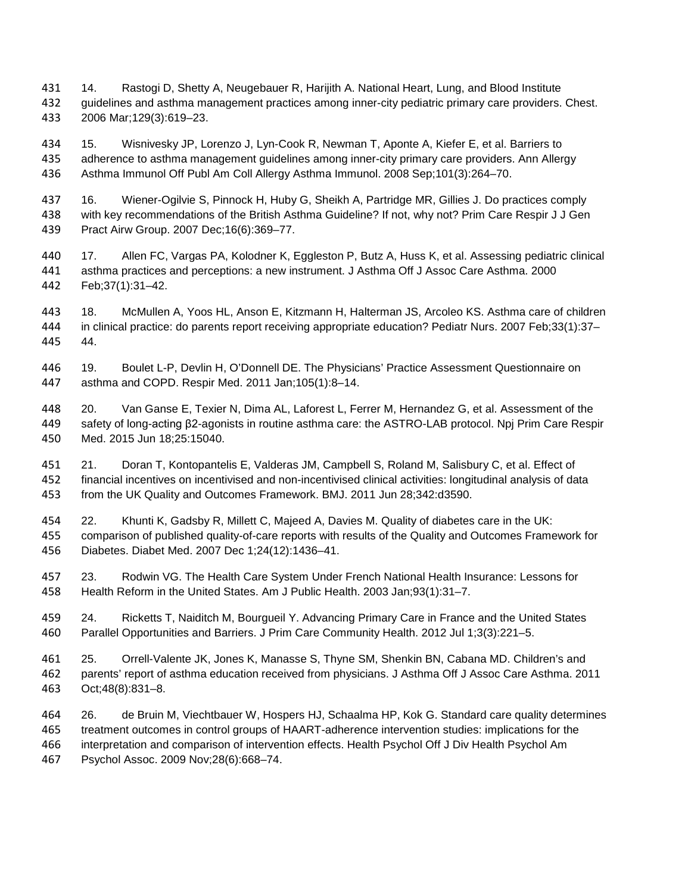14. Rastogi D, Shetty A, Neugebauer R, Harijith A. National Heart, Lung, and Blood Institute guidelines and asthma management practices among inner-city pediatric primary care providers. Chest. 2006 Mar;129(3):619–23.

15. Wisnivesky JP, Lorenzo J, Lyn-Cook R, Newman T, Aponte A, Kiefer E, et al. Barriers to adherence to asthma management guidelines among inner-city primary care providers. Ann Allergy Asthma Immunol Off Publ Am Coll Allergy Asthma Immunol. 2008 Sep;101(3):264–70.

16. Wiener-Ogilvie S, Pinnock H, Huby G, Sheikh A, Partridge MR, Gillies J. Do practices comply with key recommendations of the British Asthma Guideline? If not, why not? Prim Care Respir J J Gen Pract Airw Group. 2007 Dec;16(6):369–77.

17. Allen FC, Vargas PA, Kolodner K, Eggleston P, Butz A, Huss K, et al. Assessing pediatric clinical asthma practices and perceptions: a new instrument. J Asthma Off J Assoc Care Asthma. 2000 Feb;37(1):31–42.

18. McMullen A, Yoos HL, Anson E, Kitzmann H, Halterman JS, Arcoleo KS. Asthma care of children in clinical practice: do parents report receiving appropriate education? Pediatr Nurs. 2007 Feb;33(1):37–44.

19. Boulet L-P, Devlin H, O'Donnell DE. The Physicians' Practice Assessment Questionnaire on asthma and COPD. Respir Med. 2011 Jan;105(1):8–14.

20. Van Ganse E, Texier N, Dima AL, Laforest L, Ferrer M, Hernandez G, et al. Assessment of the safety of long-acting β2-agonists in routine asthma care: the ASTRO-LAB protocol. Npj Prim Care Respir Med. 2015 Jun 18;25:15040.

21. Doran T, Kontopantelis E, Valderas JM, Campbell S, Roland M, Salisbury C, et al. Effect of financial incentives on incentivised and non-incentivised clinical activities: longitudinal analysis of data from the UK Quality and Outcomes Framework. BMJ. 2011 Jun 28;342:d3590.

22. Khunti K, Gadsby R, Millett C, Majeed A, Davies M. Quality of diabetes care in the UK: comparison of published quality-of-care reports with results of the Quality and Outcomes Framework for Diabetes. Diabet Med. 2007 Dec 1;24(12):1436–41.

23. Rodwin VG. The Health Care System Under French National Health Insurance: Lessons for Health Reform in the United States. Am J Public Health. 2003 Jan;93(1):31–7.

24. Ricketts T, Naiditch M, Bourgueil Y. Advancing Primary Care in France and the United States Parallel Opportunities and Barriers. J Prim Care Community Health. 2012 Jul 1;3(3):221–5.

25. Orrell-Valente JK, Jones K, Manasse S, Thyne SM, Shenkin BN, Cabana MD. Children's and parents' report of asthma education received from physicians. J Asthma Off J Assoc Care Asthma. 2011 Oct;48(8):831–8.

26. de Bruin M, Viechtbauer W, Hospers HJ, Schaalma HP, Kok G. Standard care quality determines treatment outcomes in control groups of HAART-adherence intervention studies: implications for the interpretation and comparison of intervention effects. Health Psychol Off J Div Health Psychol Am Psychol Assoc. 2009 Nov;28(6):668–74.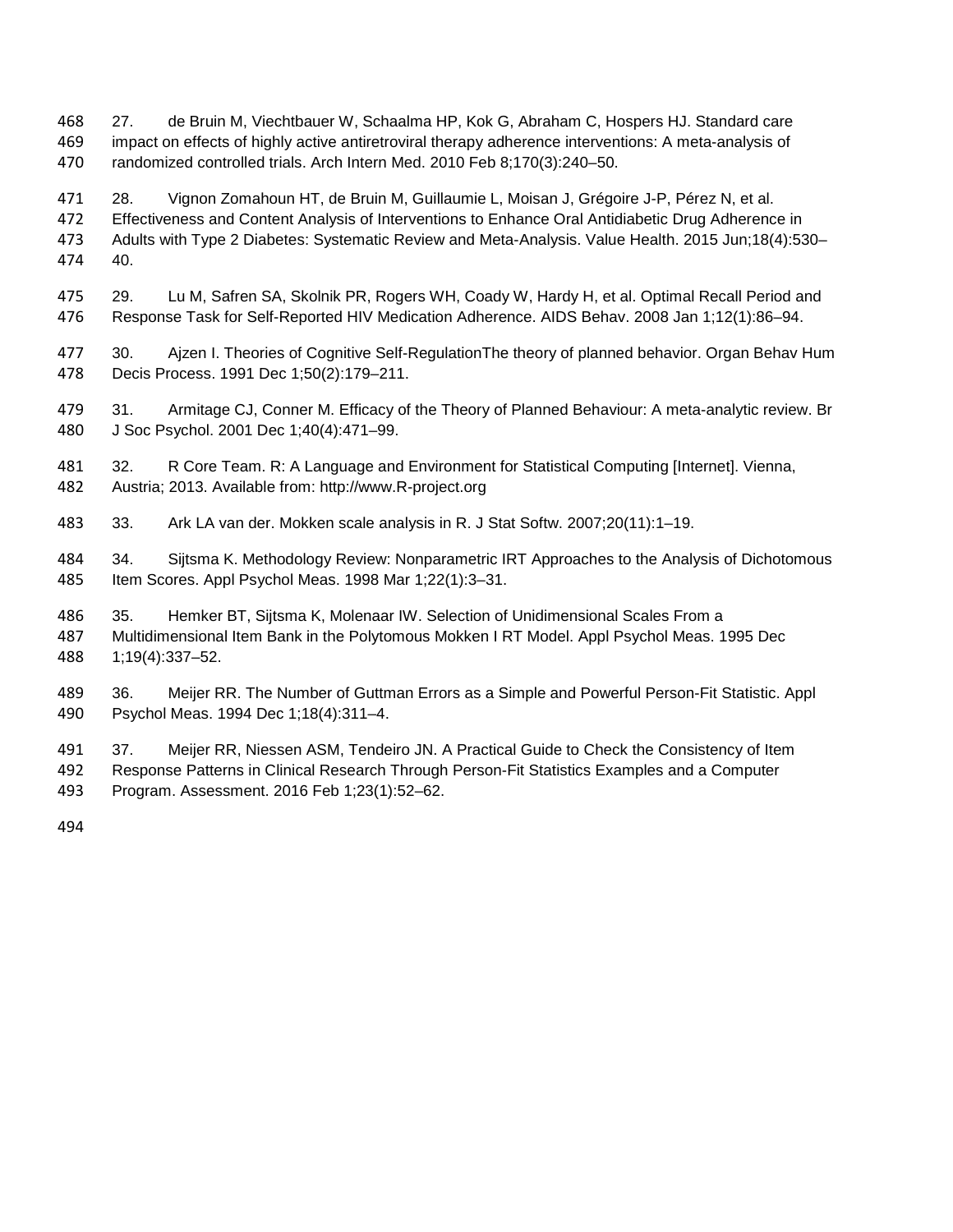27. de Bruin M, Viechtbauer W, Schaalma HP, Kok G, Abraham C, Hospers HJ. Standard care impact on effects of highly active antiretroviral therapy adherence interventions: A meta-analysis of randomized controlled trials. Arch Intern Med. 2010 Feb 8;170(3):240–50.

28. Vignon Zomahoun HT, de Bruin M, Guillaumie L, Moisan J, Grégoire J-P, Pérez N, et al. Effectiveness and Content Analysis of Interventions to Enhance Oral Antidiabetic Drug Adherence in Adults with Type 2 Diabetes: Systematic Review and Meta-Analysis. Value Health. 2015 Jun;18(4):530–40.

29. Lu M, Safren SA, Skolnik PR, Rogers WH, Coady W, Hardy H, et al. Optimal Recall Period and Response Task for Self-Reported HIV Medication Adherence. AIDS Behav. 2008 Jan 1;12(1):86–94.

30. Ajzen I. Theories of Cognitive Self-RegulationThe theory of planned behavior. Organ Behav Hum Decis Process. 1991 Dec 1;50(2):179–211.

31. Armitage CJ, Conner M. Efficacy of the Theory of Planned Behaviour: A meta-analytic review. Br J Soc Psychol. 2001 Dec 1;40(4):471–99.

32. R Core Team. R: A Language and Environment for Statistical Computing [Internet]. Vienna, Austria; 2013. Available from: http://www.R-project.org

33. Ark LA van der. Mokken scale analysis in R. J Stat Softw. 2007;20(11):1–19.

34. Sijtsma K. Methodology Review: Nonparametric IRT Approaches to the Analysis of Dichotomous Item Scores. Appl Psychol Meas. 1998 Mar 1;22(1):3–31.

35. Hemker BT, Sijtsma K, Molenaar IW. Selection of Unidimensional Scales From a Multidimensional Item Bank in the Polytomous Mokken I RT Model. Appl Psychol Meas. 1995 Dec 1;19(4):337–52.

36. Meijer RR. The Number of Guttman Errors as a Simple and Powerful Person-Fit Statistic. Appl Psychol Meas. 1994 Dec 1;18(4):311–4.

37. Meijer RR, Niessen ASM, Tendeiro JN. A Practical Guide to Check the Consistency of Item Response Patterns in Clinical Research Through Person-Fit Statistics Examples and a Computer Program. Assessment. 2016 Feb 1;23(1):52–62.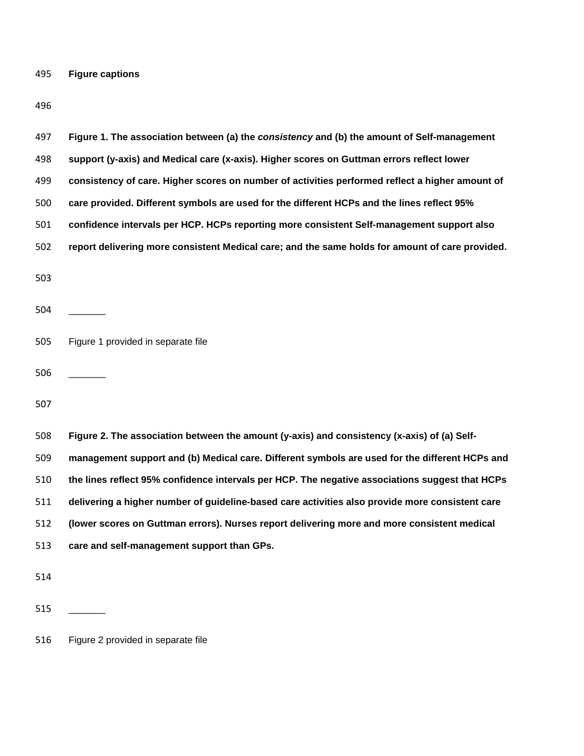**Figure captions**

**Figure 1. The association between (a) the *consistency* and (b) the amount of Self-management support (y-axis) and Medical care (x-axis). Higher scores on Guttman errors reflect lower consistency of care. Higher scores on number of activities performed reflect a higher amount of care provided. Different symbols are used for the different HCPs and the lines reflect 95% confidence intervals per HCP. HCPs reporting more consistent Self-management support also report delivering more consistent Medical care; and the same holds for amount of care provided.**

_______

Figure 1 provided in separate file

_______

**Figure 2. The association between the amount (y-axis) and consistency (x-axis) of (a) Self-management support and (b) Medical care. Different symbols are used for the different HCPs and the lines reflect 95% confidence intervals per HCP. The negative associations suggest that HCPs delivering a higher number of guideline-based care activities also provide more consistent care (lower scores on Guttman errors). Nurses report delivering more and more consistent medical care and self-management support than GPs.**

_______

Figure 2 provided in separate file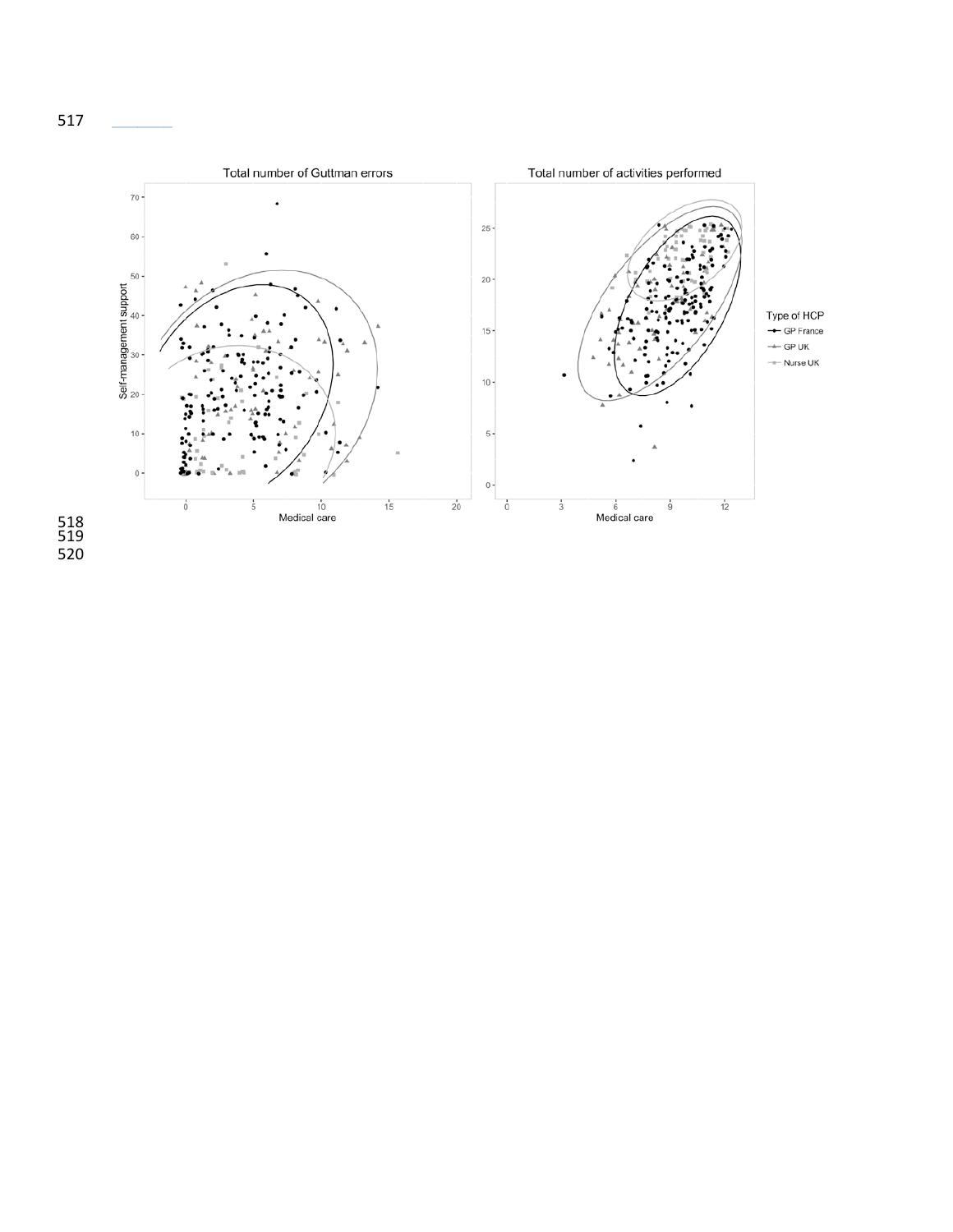Total number of Guttman errors

Total number of activities performed

Self-management support

Medical care

Type of HCP

GP France

GP UK

Nurse UK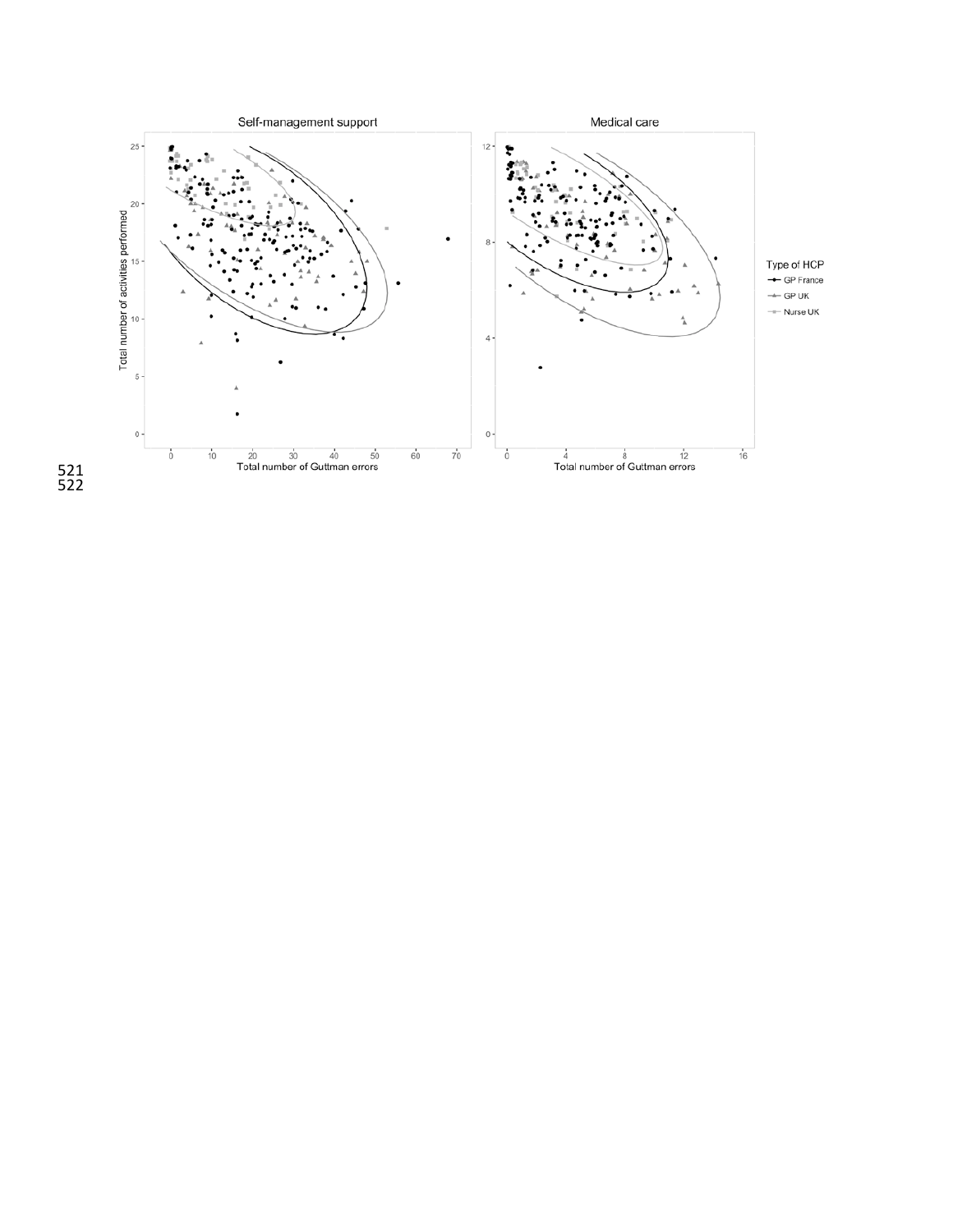Self-management support

Medical care

Total number of activities performed

Total number of Guttman errors

Type of HCP

GP France

GP UK

Nurse UK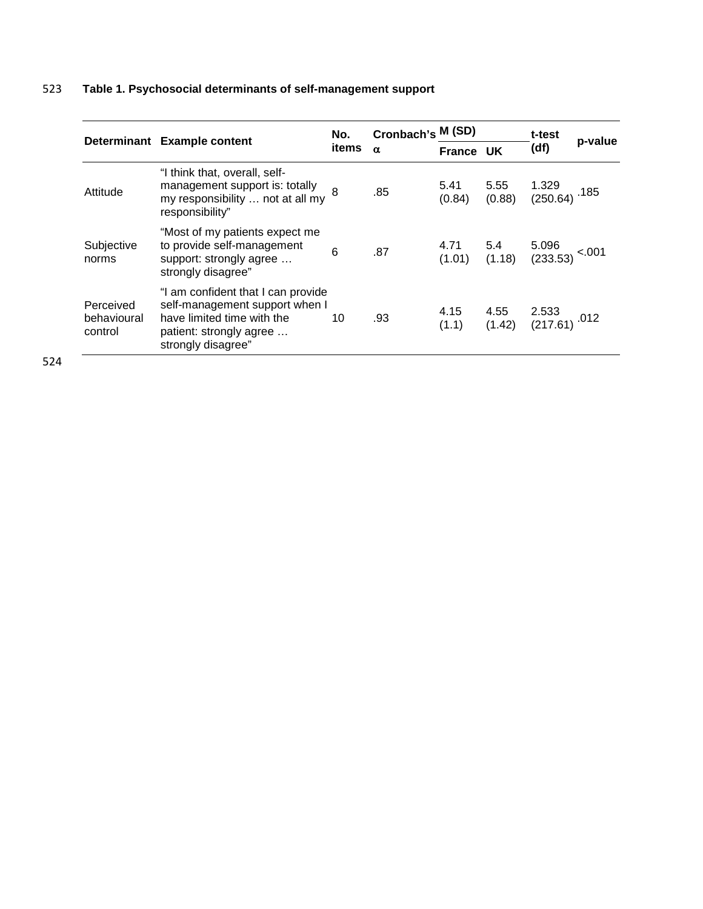**Table 1. Psychosocial determinants of self-management support**

| Determinant | Example content | No. items | Cronbach's α | M (SD) | | t-test (df) | p-value |
|---|---|---|---|---|---|---|---|
| | | | | France | UK | | |
| Attitude | "I think that, overall, self-management support is: totally my responsibility … not at all my responsibility" | 8 | .85 | 5.41 (0.84) | 5.55 (0.88) | 1.329 (250.64) | .185 |
| Subjective norms | "Most of my patients expect me to provide self-management support: strongly agree … strongly disagree" | 6 | .87 | 4.71 (1.01) | 5.4 (1.18) | 5.096 (233.53) | <.001 |
| Perceived behavioural control | "I am confident that I can provide self-management support when I have limited time with the patient: strongly agree … strongly disagree" | 10 | .93 | 4.15 (1.1) | 4.55 (1.42) | 2.533 (217.61) | .012 |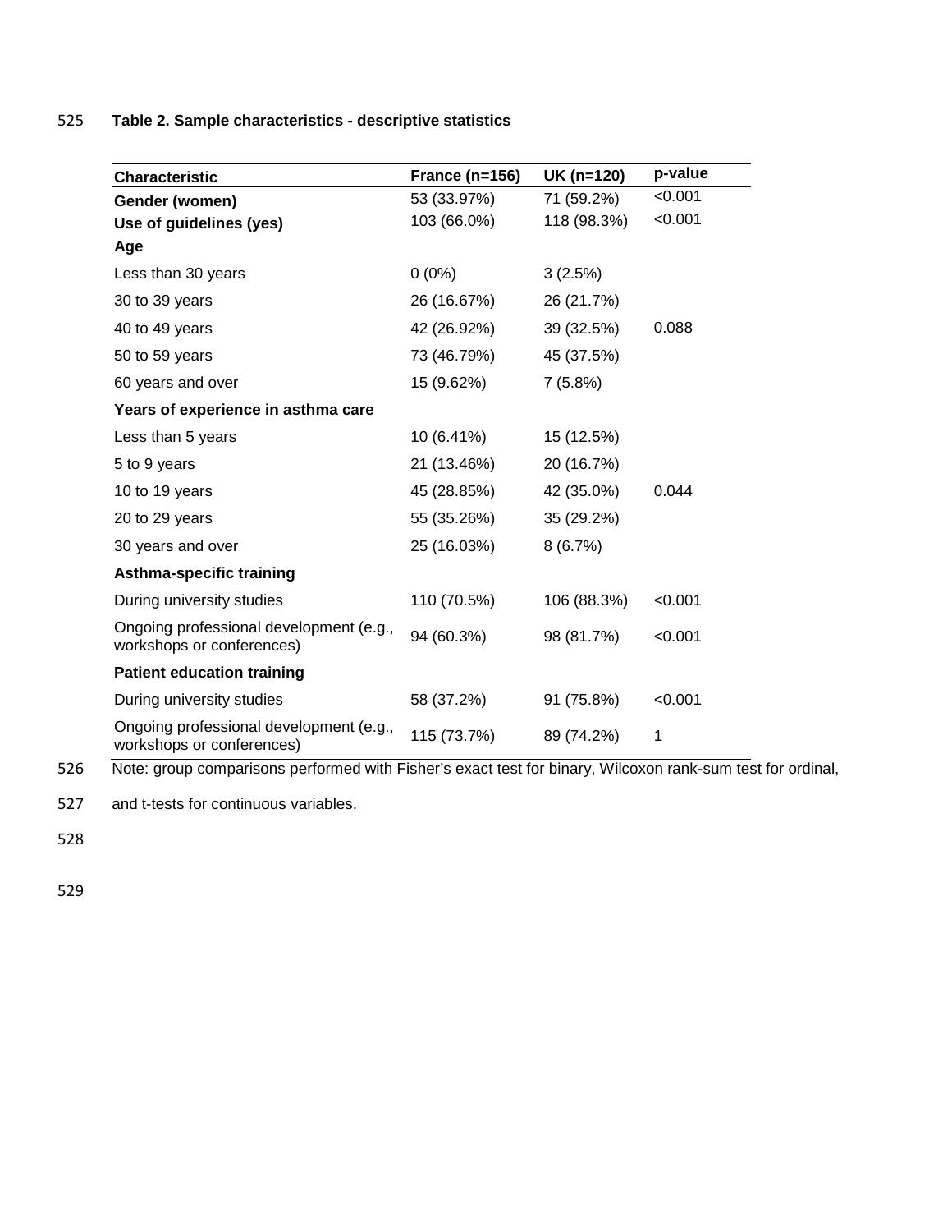**Table 2. Sample characteristics - descriptive statistics**

| Characteristic | France (n=156) | UK (n=120) | p-value |
|---|---|---|---|
| **Gender (women)** | 53 (33.97%) | 71 (59.2%) | <0.001 |
| **Use of guidelines (yes)** | 103 (66.0%) | 118 (98.3%) | <0.001 |
| **Age** | | | |
| Less than 30 years | 0 (0%) | 3 (2.5%) | |
| 30 to 39 years | 26 (16.67%) | 26 (21.7%) | |
| 40 to 49 years | 42 (26.92%) | 39 (32.5%) | 0.088 |
| 50 to 59 years | 73 (46.79%) | 45 (37.5%) | |
| 60 years and over | 15 (9.62%) | 7 (5.8%) | |
| **Years of experience in asthma care** | | | |
| Less than 5 years | 10 (6.41%) | 15 (12.5%) | |
| 5 to 9 years | 21 (13.46%) | 20 (16.7%) | |
| 10 to 19 years | 45 (28.85%) | 42 (35.0%) | 0.044 |
| 20 to 29 years | 55 (35.26%) | 35 (29.2%) | |
| 30 years and over | 25 (16.03%) | 8 (6.7%) | |
| **Asthma-specific training** | | | |
| During university studies | 110 (70.5%) | 106 (88.3%) | <0.001 |
| Ongoing professional development (e.g., workshops or conferences) | 94 (60.3%) | 98 (81.7%) | <0.001 |
| **Patient education training** | | | |
| During university studies | 58 (37.2%) | 91 (75.8%) | <0.001 |
| Ongoing professional development (e.g., workshops or conferences) | 115 (73.7%) | 89 (74.2%) | 1 |

Note: group comparisons performed with Fisher's exact test for binary, Wilcoxon rank-sum test for ordinal, and t-tests for continuous variables.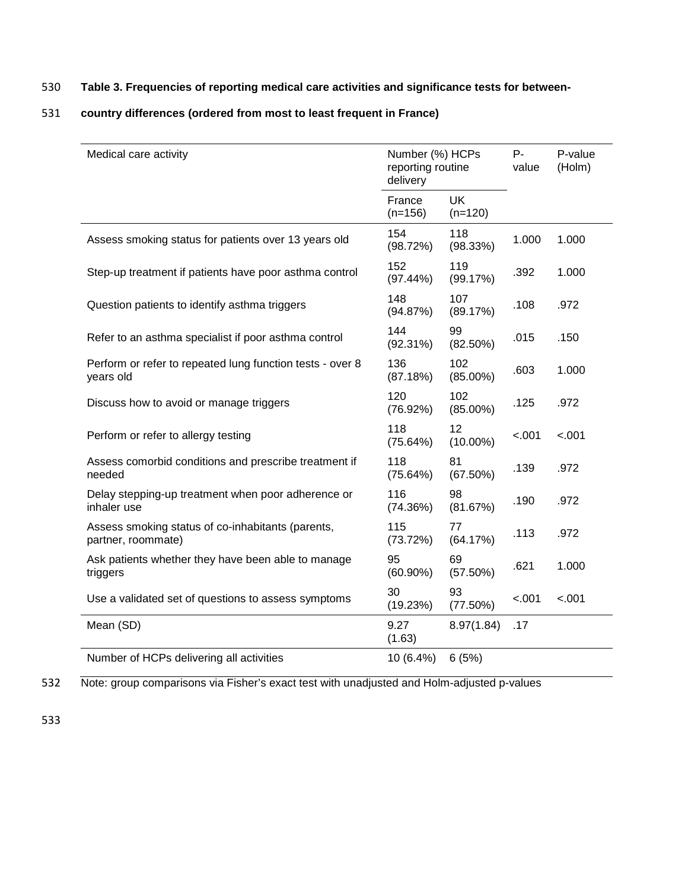**Table 3. Frequencies of reporting medical care activities and significance tests for between-country differences (ordered from most to least frequent in France)**

| Medical care activity | Number (%) HCPs reporting routine delivery | | P-value | P-value (Holm) |
|---|---|---|---|---|
| | France (n=156) | UK (n=120) | | |
| Assess smoking status for patients over 13 years old | 154 (98.72%) | 118 (98.33%) | 1.000 | 1.000 |
| Step-up treatment if patients have poor asthma control | 152 (97.44%) | 119 (99.17%) | .392 | 1.000 |
| Question patients to identify asthma triggers | 148 (94.87%) | 107 (89.17%) | .108 | .972 |
| Refer to an asthma specialist if poor asthma control | 144 (92.31%) | 99 (82.50%) | .015 | .150 |
| Perform or refer to repeated lung function tests - over 8 years old | 136 (87.18%) | 102 (85.00%) | .603 | 1.000 |
| Discuss how to avoid or manage triggers | 120 (76.92%) | 102 (85.00%) | .125 | .972 |
| Perform or refer to allergy testing | 118 (75.64%) | 12 (10.00%) | <.001 | <.001 |
| Assess comorbid conditions and prescribe treatment if needed | 118 (75.64%) | 81 (67.50%) | .139 | .972 |
| Delay stepping-up treatment when poor adherence or inhaler use | 116 (74.36%) | 98 (81.67%) | .190 | .972 |
| Assess smoking status of co-inhabitants (parents, partner, roommate) | 115 (73.72%) | 77 (64.17%) | .113 | .972 |
| Ask patients whether they have been able to manage triggers | 95 (60.90%) | 69 (57.50%) | .621 | 1.000 |
| Use a validated set of questions to assess symptoms | 30 (19.23%) | 93 (77.50%) | <.001 | <.001 |
| Mean (SD) | 9.27 (1.63) | 8.97(1.84) | .17 | |
| Number of HCPs delivering all activities | 10 (6.4%) | 6 (5%) | | |

Note: group comparisons via Fisher's exact test with unadjusted and Holm-adjusted p-values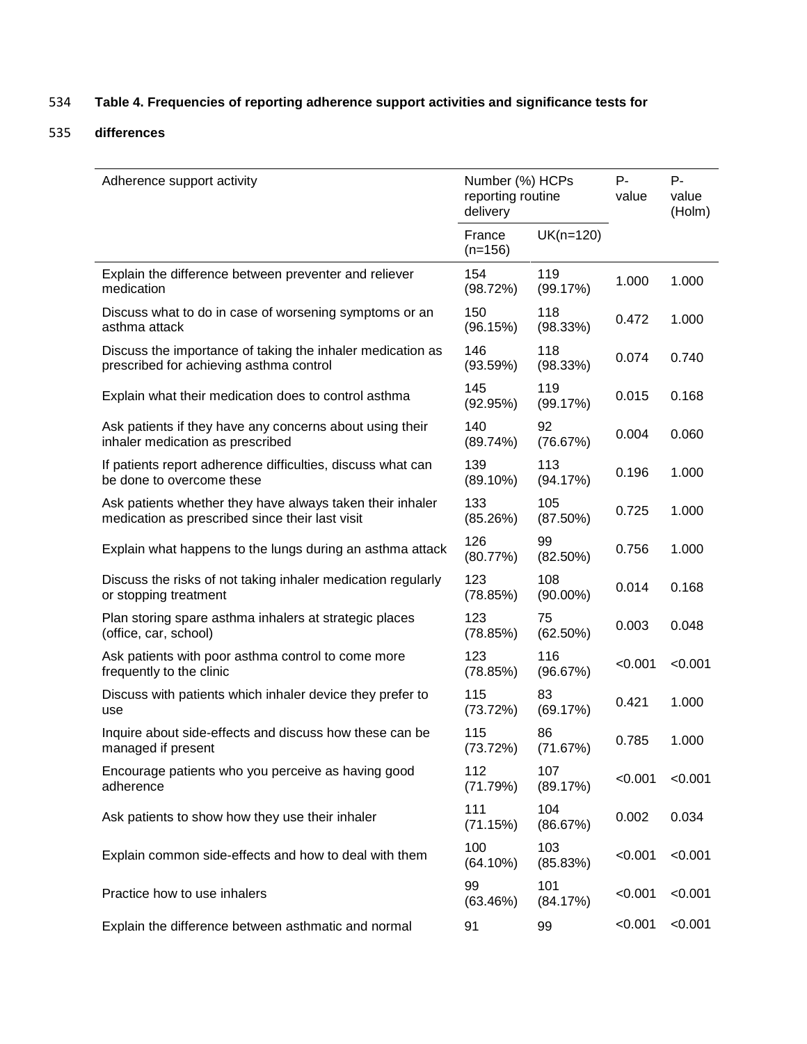**Table 4. Frequencies of reporting adherence support activities and significance tests for differences**

| Adherence support activity | Number (%) HCPs reporting routine delivery | | P-value | P-value (Holm) |
|---|---|---|---|---|
| | France (n=156) | UK(n=120) | | |
| Explain the difference between preventer and reliever medication | 154 (98.72%) | 119 (99.17%) | 1.000 | 1.000 |
| Discuss what to do in case of worsening symptoms or an asthma attack | 150 (96.15%) | 118 (98.33%) | 0.472 | 1.000 |
| Discuss the importance of taking the inhaler medication as prescribed for achieving asthma control | 146 (93.59%) | 118 (98.33%) | 0.074 | 0.740 |
| Explain what their medication does to control asthma | 145 (92.95%) | 119 (99.17%) | 0.015 | 0.168 |
| Ask patients if they have any concerns about using their inhaler medication as prescribed | 140 (89.74%) | 92 (76.67%) | 0.004 | 0.060 |
| If patients report adherence difficulties, discuss what can be done to overcome these | 139 (89.10%) | 113 (94.17%) | 0.196 | 1.000 |
| Ask patients whether they have always taken their inhaler medication as prescribed since their last visit | 133 (85.26%) | 105 (87.50%) | 0.725 | 1.000 |
| Explain what happens to the lungs during an asthma attack | 126 (80.77%) | 99 (82.50%) | 0.756 | 1.000 |
| Discuss the risks of not taking inhaler medication regularly or stopping treatment | 123 (78.85%) | 108 (90.00%) | 0.014 | 0.168 |
| Plan storing spare asthma inhalers at strategic places (office, car, school) | 123 (78.85%) | 75 (62.50%) | 0.003 | 0.048 |
| Ask patients with poor asthma control to come more frequently to the clinic | 123 (78.85%) | 116 (96.67%) | <0.001 | <0.001 |
| Discuss with patients which inhaler device they prefer to use | 115 (73.72%) | 83 (69.17%) | 0.421 | 1.000 |
| Inquire about side-effects and discuss how these can be managed if present | 115 (73.72%) | 86 (71.67%) | 0.785 | 1.000 |
| Encourage patients who you perceive as having good adherence | 112 (71.79%) | 107 (89.17%) | <0.001 | <0.001 |
| Ask patients to show how they use their inhaler | 111 (71.15%) | 104 (86.67%) | 0.002 | 0.034 |
| Explain common side-effects and how to deal with them | 100 (64.10%) | 103 (85.83%) | <0.001 | <0.001 |
| Practice how to use inhalers | 99 (63.46%) | 101 (84.17%) | <0.001 | <0.001 |
| Explain the difference between asthmatic and normal | 91 | 99 | <0.001 | <0.001 |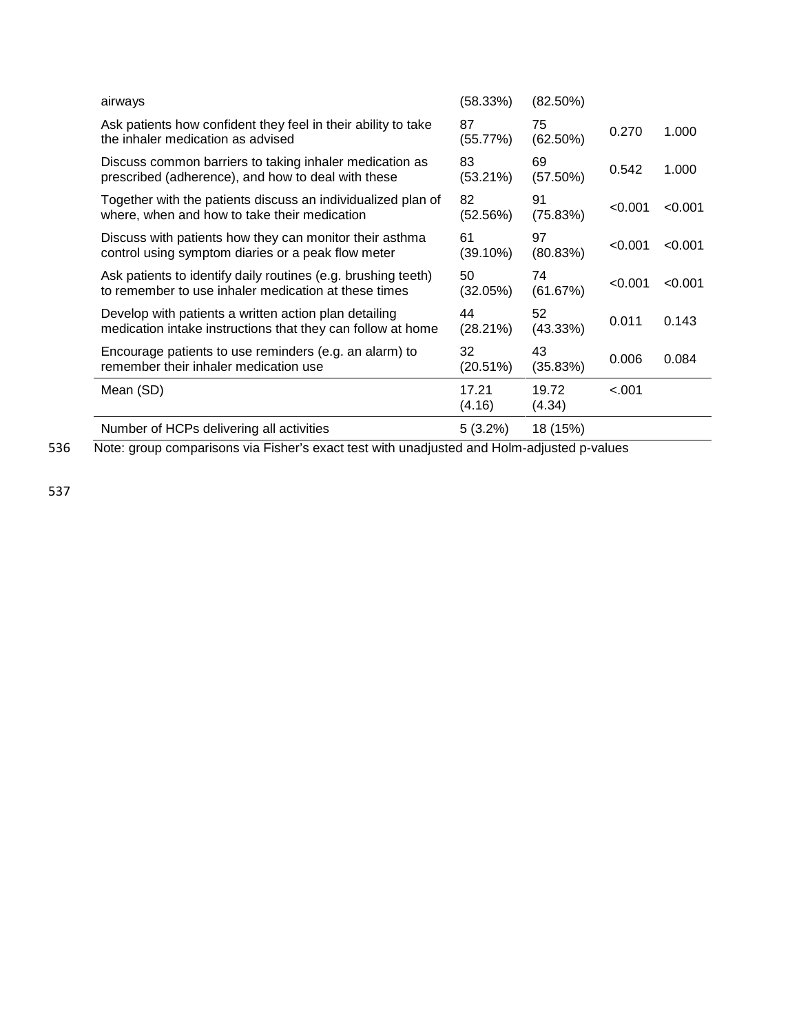| | | | | |
|---|---|---|---|---|
| airways | (58.33%) | (82.50%) | | |
| Ask patients how confident they feel in their ability to take the inhaler medication as advised | 87 (55.77%) | 75 (62.50%) | 0.270 | 1.000 |
| Discuss common barriers to taking inhaler medication as prescribed (adherence), and how to deal with these | 83 (53.21%) | 69 (57.50%) | 0.542 | 1.000 |
| Together with the patients discuss an individualized plan of where, when and how to take their medication | 82 (52.56%) | 91 (75.83%) | <0.001 | <0.001 |
| Discuss with patients how they can monitor their asthma control using symptom diaries or a peak flow meter | 61 (39.10%) | 97 (80.83%) | <0.001 | <0.001 |
| Ask patients to identify daily routines (e.g. brushing teeth) to remember to use inhaler medication at these times | 50 (32.05%) | 74 (61.67%) | <0.001 | <0.001 |
| Develop with patients a written action plan detailing medication intake instructions that they can follow at home | 44 (28.21%) | 52 (43.33%) | 0.011 | 0.143 |
| Encourage patients to use reminders (e.g. an alarm) to remember their inhaler medication use | 32 (20.51%) | 43 (35.83%) | 0.006 | 0.084 |
| Mean (SD) | 17.21 (4.16) | 19.72 (4.34) | <.001 | |
| Number of HCPs delivering all activities | 5 (3.2%) | 18 (15%) | | |

Note: group comparisons via Fisher's exact test with unadjusted and Holm-adjusted p-values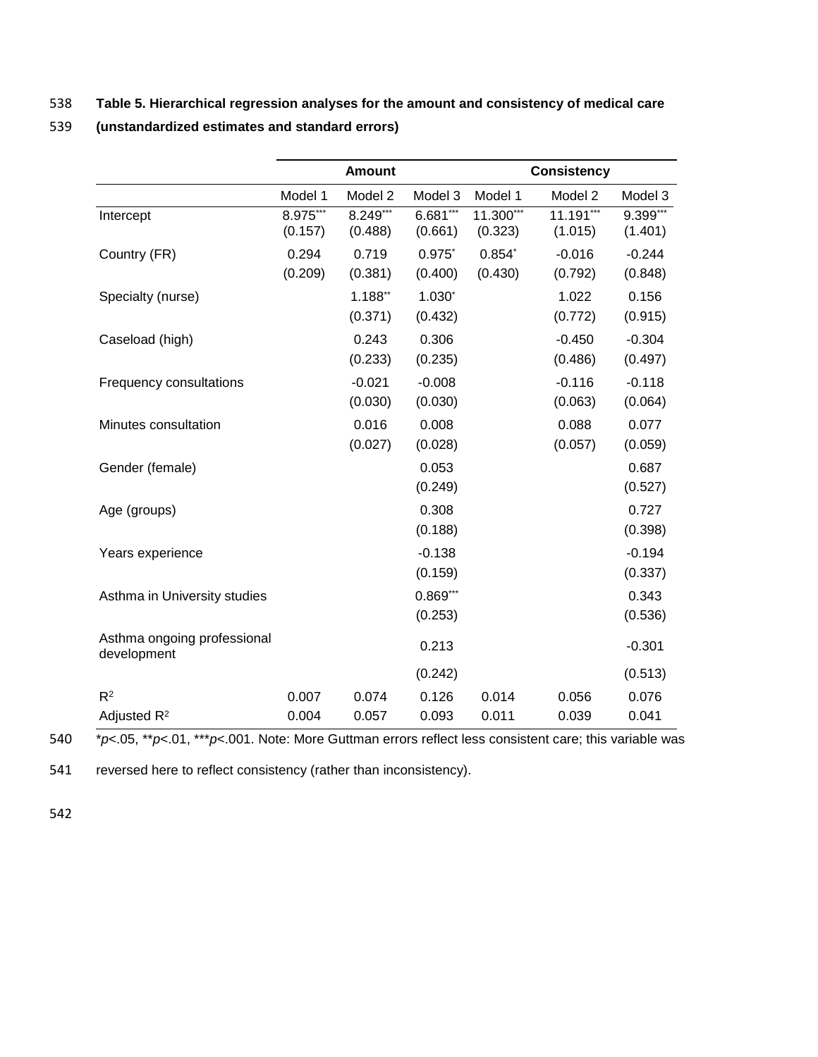**Table 5. Hierarchical regression analyses for the amount and consistency of medical care (unstandardized estimates and standard errors)**

| | Amount | | | Consistency | | |
|---|---|---|---|---|---|---|
| | Model 1 | Model 2 | Model 3 | Model 1 | Model 2 | Model 3 |
| Intercept | 8.975*** (0.157) | 8.249*** (0.488) | 6.681*** (0.661) | 11.300*** (0.323) | 11.191*** (1.015) | 9.399*** (1.401) |
| Country (FR) | 0.294 (0.209) | 0.719 (0.381) | 0.975* (0.400) | 0.854* (0.430) | -0.016 (0.792) | -0.244 (0.848) |
| Specialty (nurse) | | 1.188** (0.371) | 1.030* (0.432) | | 1.022 (0.772) | 0.156 (0.915) |
| Caseload (high) | | 0.243 (0.233) | 0.306 (0.235) | | -0.450 (0.486) | -0.304 (0.497) |
| Frequency consultations | | -0.021 (0.030) | -0.008 (0.030) | | -0.116 (0.063) | -0.118 (0.064) |
| Minutes consultation | | 0.016 (0.027) | 0.008 (0.028) | | 0.088 (0.057) | 0.077 (0.059) |
| Gender (female) | | | 0.053 (0.249) | | | 0.687 (0.527) |
| Age (groups) | | | 0.308 (0.188) | | | 0.727 (0.398) |
| Years experience | | | -0.138 (0.159) | | | -0.194 (0.337) |
| Asthma in University studies | | | 0.869*** (0.253) | | | 0.343 (0.536) |
| Asthma ongoing professional development | | | 0.213 (0.242) | | | -0.301 (0.513) |
| $R^2$ | 0.007 | 0.074 | 0.126 | 0.014 | 0.056 | 0.076 |
| Adjusted $R^2$ | 0.004 | 0.057 | 0.093 | 0.011 | 0.039 | 0.041 |

*$p$<.05, **$p$<.01, ***$p$<.001. Note: More Guttman errors reflect less consistent care; this variable was reversed here to reflect consistency (rather than inconsistency).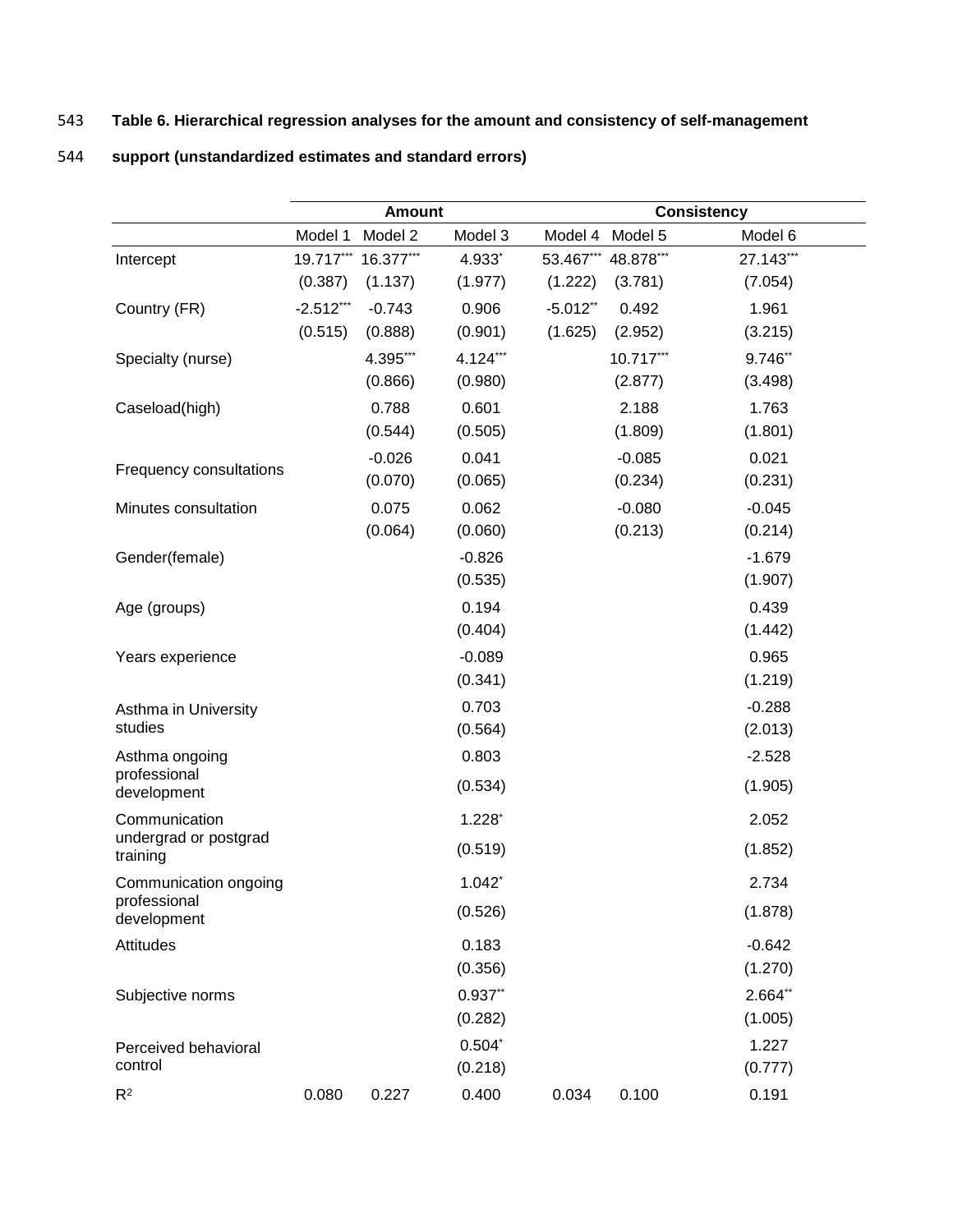**Table 6. Hierarchical regression analyses for the amount and consistency of self-management support (unstandardized estimates and standard errors)**

| | Amount | | | Consistency | | |
|---|---|---|---|---|---|---|
| | Model 1 | Model 2 | Model 3 | Model 4 | Model 5 | Model 6 |
| Intercept | 19.717*** | 16.377*** | 4.933* | 53.467*** | 48.878*** | 27.143*** |
| | (0.387) | (1.137) | (1.977) | (1.222) | (3.781) | (7.054) |
| Country (FR) | -2.512*** | -0.743 | 0.906 | -5.012** | 0.492 | 1.961 |
| | (0.515) | (0.888) | (0.901) | (1.625) | (2.952) | (3.215) |
| Specialty (nurse) | | 4.395*** | 4.124*** | | 10.717*** | 9.746** |
| | | (0.866) | (0.980) | | (2.877) | (3.498) |
| Caseload(high) | | 0.788 | 0.601 | | 2.188 | 1.763 |
| | | (0.544) | (0.505) | | (1.809) | (1.801) |
| Frequency consultations | | -0.026 | 0.041 | | -0.085 | 0.021 |
| | | (0.070) | (0.065) | | (0.234) | (0.231) |
| Minutes consultation | | 0.075 | 0.062 | | -0.080 | -0.045 |
| | | (0.064) | (0.060) | | (0.213) | (0.214) |
| Gender(female) | | | -0.826 | | | -1.679 |
| | | | (0.535) | | | (1.907) |
| Age (groups) | | | 0.194 | | | 0.439 |
| | | | (0.404) | | | (1.442) |
| Years experience | | | -0.089 | | | 0.965 |
| | | | (0.341) | | | (1.219) |
| Asthma in University studies | | | 0.703 | | | -0.288 |
| | | | (0.564) | | | (2.013) |
| Asthma ongoing professional development | | | 0.803 | | | -2.528 |
| | | | (0.534) | | | (1.905) |
| Communication undergrad or postgrad training | | | 1.228* | | | 2.052 |
| | | | (0.519) | | | (1.852) |
| Communication ongoing professional development | | | 1.042* | | | 2.734 |
| | | | (0.526) | | | (1.878) |
| Attitudes | | | 0.183 | | | -0.642 |
| | | | (0.356) | | | (1.270) |
| Subjective norms | | | 0.937** | | | 2.664** |
| | | | (0.282) | | | (1.005) |
| Perceived behavioral control | | | 0.504* | | | 1.227 |
| | | | (0.218) | | | (0.777) |
| $R^2$ | 0.080 | 0.227 | 0.400 | 0.034 | 0.100 | 0.191 |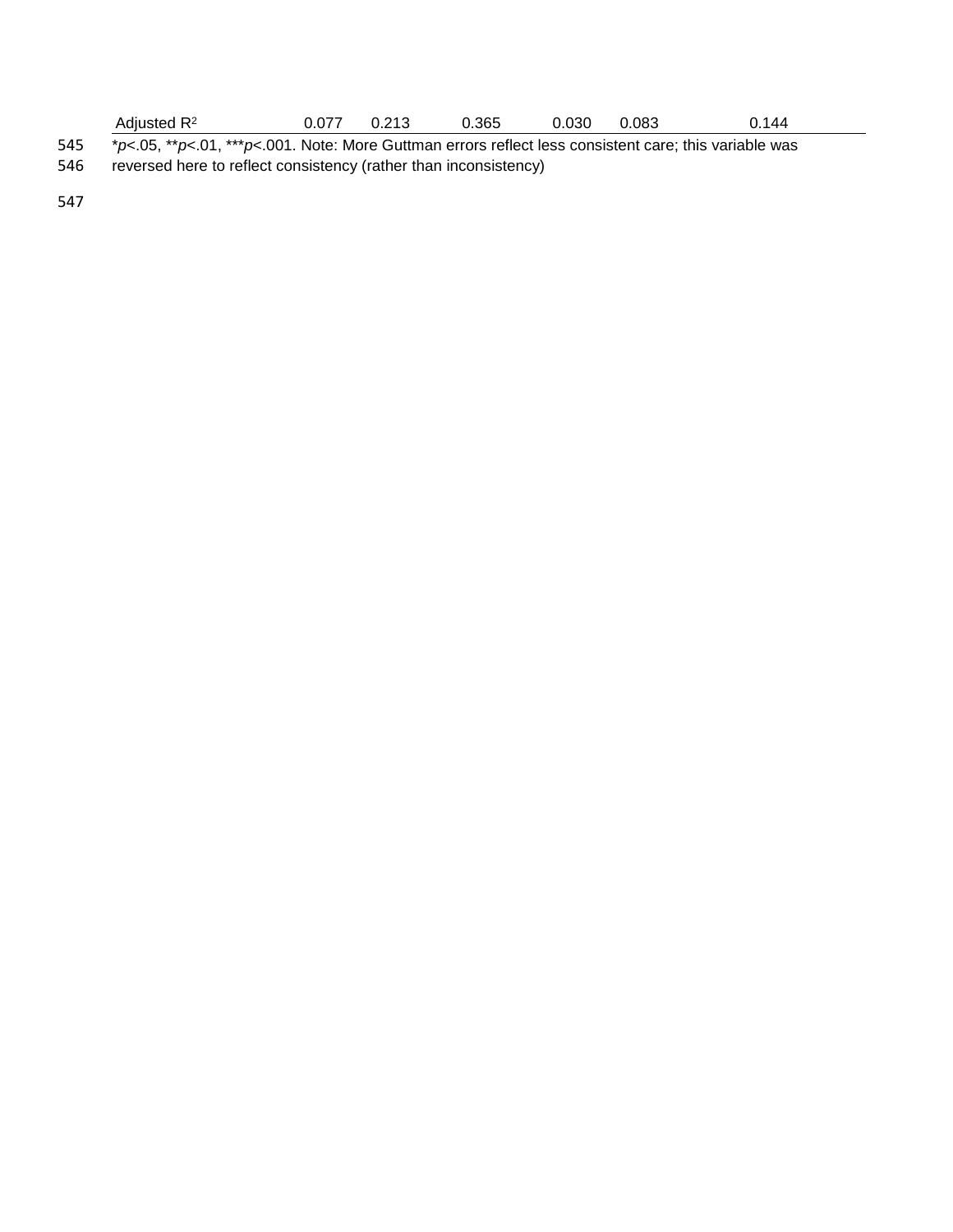| | | | | | | |
|---|---|---|---|---|---|---|
| Adjusted $R^2$ | 0.077 | 0.213 | 0.365 | 0.030 | 0.083 | 0.144 |

*$p$<.05, **$p$<.01, ***$p$<.001. Note: More Guttman errors reflect less consistent care; this variable was reversed here to reflect consistency (rather than inconsistency)